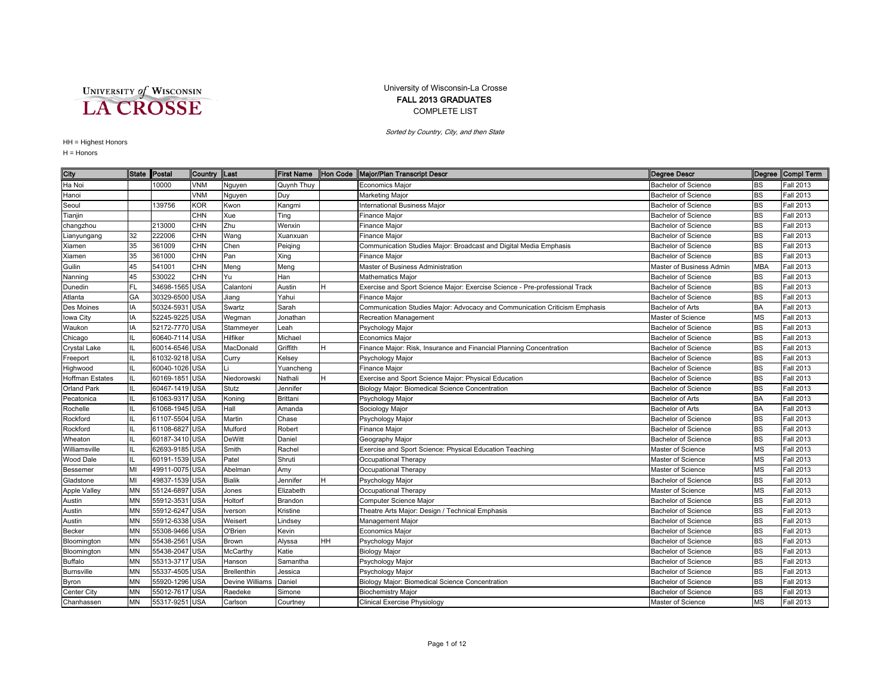UNIVERSITY of WISCONSIN
LA CROSSE

University of Wisconsin-La Crosse
**FALL 2013 GRADUATES**
COMPLETE LIST

*Sorted by Country, City, and then State*

HH = Highest Honors
H = Honors

| City | State | Postal | Country | Last | First Name | Hon Code | Major/Plan Transcript Descr | Degree Descr | Degree | Compl Term |
|---|---|---|---|---|---|---|---|---|---|---|
| Ha Noi | | 10000 | VNM | Nguyen | Quynh Thuy | | Economics Major | Bachelor of Science | BS | Fall 2013 |
| Hanoi | | | VNM | Nguyen | Duy | | Marketing Major | Bachelor of Science | BS | Fall 2013 |
| Seoul | | 139756 | KOR | Kwon | Kangmi | | International Business Major | Bachelor of Science | BS | Fall 2013 |
| Tianjin | | | CHN | Xue | Ting | | Finance Major | Bachelor of Science | BS | Fall 2013 |
| changzhou | | 213000 | CHN | Zhu | Wenxin | | Finance Major | Bachelor of Science | BS | Fall 2013 |
| Lianyungang | 32 | 222006 | CHN | Wang | Xuanxuan | | Finance Major | Bachelor of Science | BS | Fall 2013 |
| Xiamen | 35 | 361009 | CHN | Chen | Peiqing | | Communication Studies Major: Broadcast and Digital Media Emphasis | Bachelor of Science | BS | Fall 2013 |
| Xiamen | 35 | 361000 | CHN | Pan | Xing | | Finance Major | Bachelor of Science | BS | Fall 2013 |
| Guilin | 45 | 541001 | CHN | Meng | Meng | | Master of Business Administration | Master of Business Admin | MBA | Fall 2013 |
| Nanning | 45 | 530022 | CHN | Yu | Han | | Mathematics Major | Bachelor of Science | BS | Fall 2013 |
| Dunedin | FL | 34698-1565 | USA | Calantoni | Austin | H | Exercise and Sport Science Major: Exercise Science - Pre-professional Track | Bachelor of Science | BS | Fall 2013 |
| Atlanta | GA | 30329-6500 | USA | Jiang | Yahui | | Finance Major | Bachelor of Science | BS | Fall 2013 |
| Des Moines | IA | 50324-5931 | USA | Swartz | Sarah | | Communication Studies Major: Advocacy and Communication Criticism Emphasis | Bachelor of Arts | BA | Fall 2013 |
| Iowa City | IA | 52245-9225 | USA | Wegman | Jonathan | | Recreation Management | Master of Science | MS | Fall 2013 |
| Waukon | IA | 52172-7770 | USA | Stammeyer | Leah | | Psychology Major | Bachelor of Science | BS | Fall 2013 |
| Chicago | IL | 60640-7114 | USA | Hilfiker | Michael | | Economics Major | Bachelor of Science | BS | Fall 2013 |
| Crystal Lake | IL | 60014-6546 | USA | MacDonald | Griffith | H | Finance Major: Risk, Insurance and Financial Planning Concentration | Bachelor of Science | BS | Fall 2013 |
| Freeport | IL | 61032-9218 | USA | Curry | Kelsey | | Psychology Major | Bachelor of Science | BS | Fall 2013 |
| Highwood | IL | 60040-1026 | USA | Li | Yuancheng | | Finance Major | Bachelor of Science | BS | Fall 2013 |
| Hoffman Estates | IL | 60169-1851 | USA | Niedorowski | Nathali | H | Exercise and Sport Science Major: Physical Education | Bachelor of Science | BS | Fall 2013 |
| Orland Park | IL | 60467-1419 | USA | Stutz | Jennifer | | Biology Major: Biomedical Science Concentration | Bachelor of Science | BS | Fall 2013 |
| Pecatonica | IL | 61063-9317 | USA | Koning | Brittani | | Psychology Major | Bachelor of Arts | BA | Fall 2013 |
| Rochelle | IL | 61068-1945 | USA | Hall | Amanda | | Sociology Major | Bachelor of Arts | BA | Fall 2013 |
| Rockford | IL | 61107-5504 | USA | Martin | Chase | | Psychology Major | Bachelor of Science | BS | Fall 2013 |
| Rockford | IL | 61108-6827 | USA | Mulford | Robert | | Finance Major | Bachelor of Science | BS | Fall 2013 |
| Wheaton | IL | 60187-3410 | USA | DeWitt | Daniel | | Geography Major | Bachelor of Science | BS | Fall 2013 |
| Williamsville | IL | 62693-9185 | USA | Smith | Rachel | | Exercise and Sport Science: Physical Education Teaching | Master of Science | MS | Fall 2013 |
| Wood Dale | IL | 60191-1539 | USA | Patel | Shruti | | Occupational Therapy | Master of Science | MS | Fall 2013 |
| Bessemer | MI | 49911-0075 | USA | Abelman | Amy | | Occupational Therapy | Master of Science | MS | Fall 2013 |
| Gladstone | MI | 49837-1539 | USA | Bialik | Jennifer | H | Psychology Major | Bachelor of Science | BS | Fall 2013 |
| Apple Valley | MN | 55124-6897 | USA | Jones | Elizabeth | | Occupational Therapy | Master of Science | MS | Fall 2013 |
| Austin | MN | 55912-3531 | USA | Holtorf | Brandon | | Computer Science Major | Bachelor of Science | BS | Fall 2013 |
| Austin | MN | 55912-6247 | USA | Iverson | Kristine | | Theatre Arts Major: Design / Technical Emphasis | Bachelor of Science | BS | Fall 2013 |
| Austin | MN | 55912-6338 | USA | Weisert | Lindsey | | Management Major | Bachelor of Science | BS | Fall 2013 |
| Becker | MN | 55308-9466 | USA | O'Brien | Kevin | | Economics Major | Bachelor of Science | BS | Fall 2013 |
| Bloomington | MN | 55438-2561 | USA | Brown | Alyssa | HH | Psychology Major | Bachelor of Science | BS | Fall 2013 |
| Bloomington | MN | 55438-2047 | USA | McCarthy | Katie | | Biology Major | Bachelor of Science | BS | Fall 2013 |
| Buffalo | MN | 55313-3717 | USA | Hanson | Samantha | | Psychology Major | Bachelor of Science | BS | Fall 2013 |
| Burnsville | MN | 55337-4505 | USA | Brellenthin | Jessica | | Psychology Major | Bachelor of Science | BS | Fall 2013 |
| Byron | MN | 55920-1296 | USA | Devine Williams | Daniel | | Biology Major: Biomedical Science Concentration | Bachelor of Science | BS | Fall 2013 |
| Center City | MN | 55012-7617 | USA | Raedeke | Simone | | Biochemistry Major | Bachelor of Science | BS | Fall 2013 |
| Chanhassen | MN | 55317-9251 | USA | Carlson | Courtney | | Clinical Exercise Physiology | Master of Science | MS | Fall 2013 |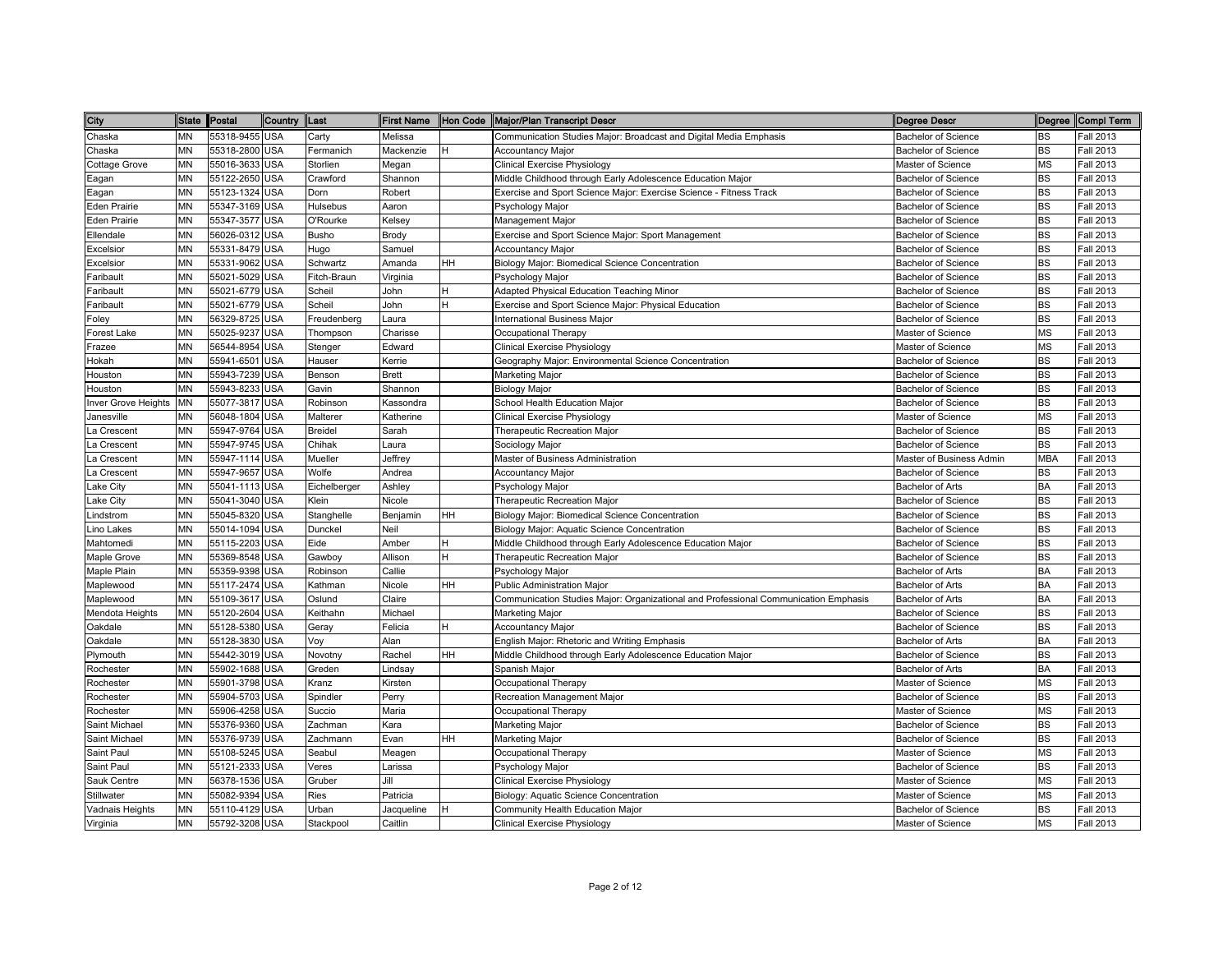| City | State | Postal | Country | Last | First Name | Hon Code | Major/Plan Transcript Descr | Degree Descr | Degree | Compl Term |
|---|---|---|---|---|---|---|---|---|---|---|
| Chaska | MN | 55318-9455 | USA | Carty | Melissa | | Communication Studies Major: Broadcast and Digital Media Emphasis | Bachelor of Science | BS | Fall 2013 |
| Chaska | MN | 55318-2800 | USA | Fermanich | Mackenzie | H | Accountancy Major | Bachelor of Science | BS | Fall 2013 |
| Cottage Grove | MN | 55016-3633 | USA | Storlien | Megan | | Clinical Exercise Physiology | Master of Science | MS | Fall 2013 |
| Eagan | MN | 55122-2650 | USA | Crawford | Shannon | | Middle Childhood through Early Adolescence Education Major | Bachelor of Science | BS | Fall 2013 |
| Eagan | MN | 55123-1324 | USA | Dorn | Robert | | Exercise and Sport Science Major: Exercise Science - Fitness Track | Bachelor of Science | BS | Fall 2013 |
| Eden Prairie | MN | 55347-3169 | USA | Hulsebus | Aaron | | Psychology Major | Bachelor of Science | BS | Fall 2013 |
| Eden Prairie | MN | 55347-3577 | USA | O'Rourke | Kelsey | | Management Major | Bachelor of Science | BS | Fall 2013 |
| Ellendale | MN | 56026-0312 | USA | Busho | Brody | | Exercise and Sport Science Major: Sport Management | Bachelor of Science | BS | Fall 2013 |
| Excelsior | MN | 55331-8479 | USA | Hugo | Samuel | | Accountancy Major | Bachelor of Science | BS | Fall 2013 |
| Excelsior | MN | 55331-9062 | USA | Schwartz | Amanda | HH | Biology Major: Biomedical Science Concentration | Bachelor of Science | BS | Fall 2013 |
| Faribault | MN | 55021-5029 | USA | Fitch-Braun | Virginia | | Psychology Major | Bachelor of Science | BS | Fall 2013 |
| Faribault | MN | 55021-6779 | USA | Scheil | John | H | Adapted Physical Education Teaching Minor | Bachelor of Science | BS | Fall 2013 |
| Faribault | MN | 55021-6779 | USA | Scheil | John | H | Exercise and Sport Science Major: Physical Education | Bachelor of Science | BS | Fall 2013 |
| Foley | MN | 56329-8725 | USA | Freudenberg | Laura | | International Business Major | Bachelor of Science | BS | Fall 2013 |
| Forest Lake | MN | 55025-9237 | USA | Thompson | Charisse | | Occupational Therapy | Master of Science | MS | Fall 2013 |
| Frazee | MN | 56544-8954 | USA | Stenger | Edward | | Clinical Exercise Physiology | Master of Science | MS | Fall 2013 |
| Hokah | MN | 55941-6501 | USA | Hauser | Kerrie | | Geography Major: Environmental Science Concentration | Bachelor of Science | BS | Fall 2013 |
| Houston | MN | 55943-7239 | USA | Benson | Brett | | Marketing Major | Bachelor of Science | BS | Fall 2013 |
| Houston | MN | 55943-8233 | USA | Gavin | Shannon | | Biology Major | Bachelor of Science | BS | Fall 2013 |
| Inver Grove Heights | MN | 55077-3817 | USA | Robinson | Kassondra | | School Health Education Major | Bachelor of Science | BS | Fall 2013 |
| Janesville | MN | 56048-1804 | USA | Malterer | Katherine | | Clinical Exercise Physiology | Master of Science | MS | Fall 2013 |
| La Crescent | MN | 55947-9764 | USA | Breidel | Sarah | | Therapeutic Recreation Major | Bachelor of Science | BS | Fall 2013 |
| La Crescent | MN | 55947-9745 | USA | Chihak | Laura | | Sociology Major | Bachelor of Science | BS | Fall 2013 |
| La Crescent | MN | 55947-1114 | USA | Mueller | Jeffrey | | Master of Business Administration | Master of Business Admin | MBA | Fall 2013 |
| La Crescent | MN | 55947-9657 | USA | Wolfe | Andrea | | Accountancy Major | Bachelor of Science | BS | Fall 2013 |
| Lake City | MN | 55041-1113 | USA | Eichelberger | Ashley | | Psychology Major | Bachelor of Arts | BA | Fall 2013 |
| Lake City | MN | 55041-3040 | USA | Klein | Nicole | | Therapeutic Recreation Major | Bachelor of Science | BS | Fall 2013 |
| Lindstrom | MN | 55045-8320 | USA | Stanghelle | Benjamin | HH | Biology Major: Biomedical Science Concentration | Bachelor of Science | BS | Fall 2013 |
| Lino Lakes | MN | 55014-1094 | USA | Dunckel | Neil | | Biology Major: Aquatic Science Concentration | Bachelor of Science | BS | Fall 2013 |
| Mahtomedi | MN | 55115-2203 | USA | Eide | Amber | H | Middle Childhood through Early Adolescence Education Major | Bachelor of Science | BS | Fall 2013 |
| Maple Grove | MN | 55369-8548 | USA | Gawboy | Allison | H | Therapeutic Recreation Major | Bachelor of Science | BS | Fall 2013 |
| Maple Plain | MN | 55359-9398 | USA | Robinson | Callie | | Psychology Major | Bachelor of Arts | BA | Fall 2013 |
| Maplewood | MN | 55117-2474 | USA | Kathman | Nicole | HH | Public Administration Major | Bachelor of Arts | BA | Fall 2013 |
| Maplewood | MN | 55109-3617 | USA | Oslund | Claire | | Communication Studies Major: Organizational and Professional Communication Emphasis | Bachelor of Arts | BA | Fall 2013 |
| Mendota Heights | MN | 55120-2604 | USA | Keithahn | Michael | | Marketing Major | Bachelor of Science | BS | Fall 2013 |
| Oakdale | MN | 55128-5380 | USA | Geray | Felicia | H | Accountancy Major | Bachelor of Science | BS | Fall 2013 |
| Oakdale | MN | 55128-3830 | USA | Voy | Alan | | English Major: Rhetoric and Writing Emphasis | Bachelor of Arts | BA | Fall 2013 |
| Plymouth | MN | 55442-3019 | USA | Novotny | Rachel | HH | Middle Childhood through Early Adolescence Education Major | Bachelor of Science | BS | Fall 2013 |
| Rochester | MN | 55902-1688 | USA | Greden | Lindsay | | Spanish Major | Bachelor of Arts | BA | Fall 2013 |
| Rochester | MN | 55901-3798 | USA | Kranz | Kirsten | | Occupational Therapy | Master of Science | MS | Fall 2013 |
| Rochester | MN | 55904-5703 | USA | Spindler | Perry | | Recreation Management Major | Bachelor of Science | BS | Fall 2013 |
| Rochester | MN | 55906-4258 | USA | Succio | Maria | | Occupational Therapy | Master of Science | MS | Fall 2013 |
| Saint Michael | MN | 55376-9360 | USA | Zachman | Kara | | Marketing Major | Bachelor of Science | BS | Fall 2013 |
| Saint Michael | MN | 55376-9739 | USA | Zachmann | Evan | HH | Marketing Major | Bachelor of Science | BS | Fall 2013 |
| Saint Paul | MN | 55108-5245 | USA | Seabul | Meagen | | Occupational Therapy | Master of Science | MS | Fall 2013 |
| Saint Paul | MN | 55121-2333 | USA | Veres | Larissa | | Psychology Major | Bachelor of Science | BS | Fall 2013 |
| Sauk Centre | MN | 56378-1536 | USA | Gruber | Jill | | Clinical Exercise Physiology | Master of Science | MS | Fall 2013 |
| Stillwater | MN | 55082-9394 | USA | Ries | Patricia | | Biology: Aquatic Science Concentration | Master of Science | MS | Fall 2013 |
| Vadnais Heights | MN | 55110-4129 | USA | Urban | Jacqueline | H | Community Health Education Major | Bachelor of Science | BS | Fall 2013 |
| Virginia | MN | 55792-3208 | USA | Stackpool | Caitlin | | Clinical Exercise Physiology | Master of Science | MS | Fall 2013 |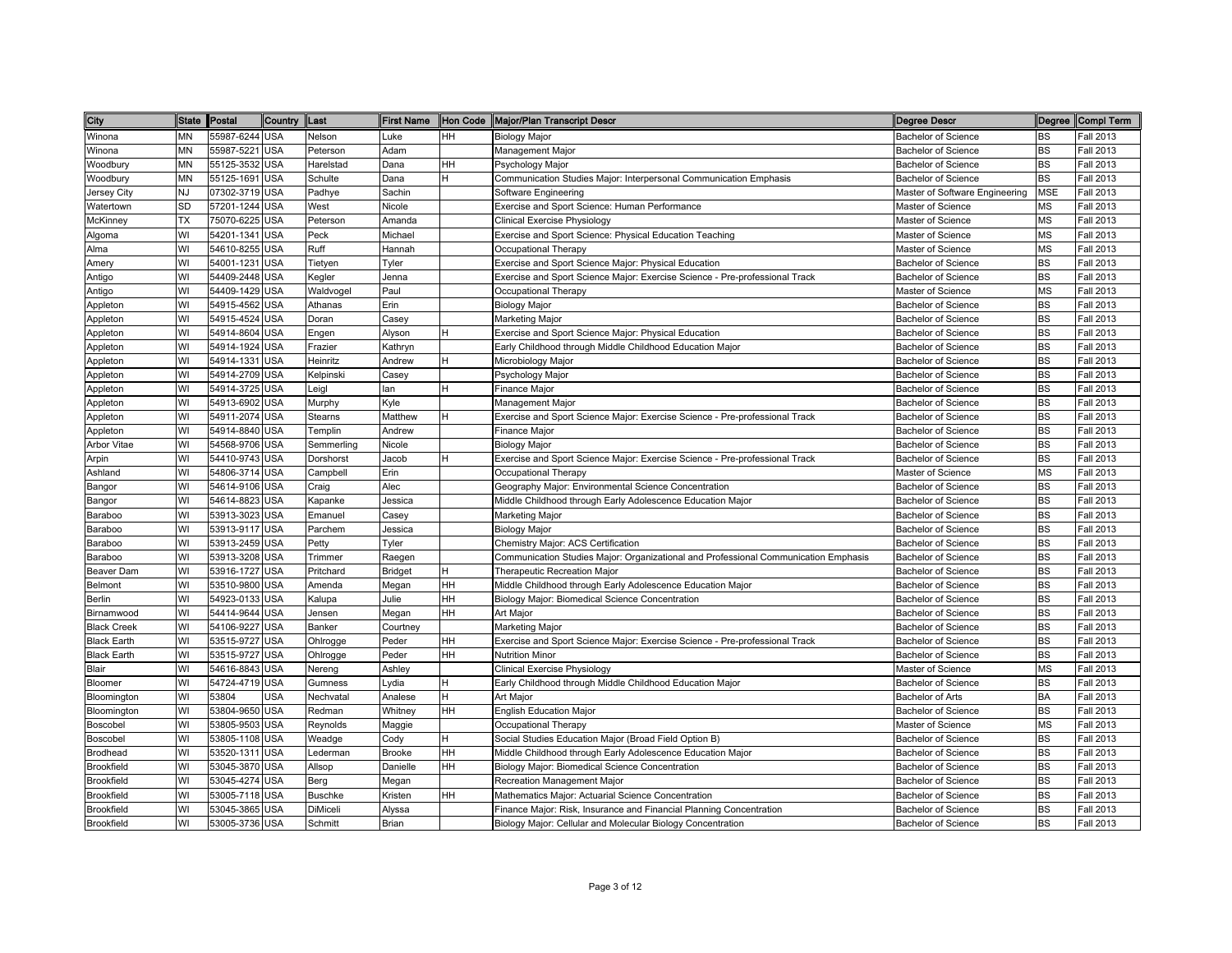| City | State | Postal | Country | Last | First Name | Hon Code | Major/Plan Transcript Descr | Degree Descr | Degree | Compl Term |
|---|---|---|---|---|---|---|---|---|---|---|
| Winona | MN | 55987-6244 | USA | Nelson | Luke | HH | Biology Major | Bachelor of Science | BS | Fall 2013 |
| Winona | MN | 55987-5221 | USA | Peterson | Adam | | Management Major | Bachelor of Science | BS | Fall 2013 |
| Woodbury | MN | 55125-3532 | USA | Harelstad | Dana | HH | Psychology Major | Bachelor of Science | BS | Fall 2013 |
| Woodbury | MN | 55125-1691 | USA | Schulte | Dana | H | Communication Studies Major: Interpersonal Communication Emphasis | Bachelor of Science | BS | Fall 2013 |
| Jersey City | NJ | 07302-3719 | USA | Padhye | Sachin | | Software Engineering | Master of Software Engineering | MSE | Fall 2013 |
| Watertown | SD | 57201-1244 | USA | West | Nicole | | Exercise and Sport Science: Human Performance | Master of Science | MS | Fall 2013 |
| McKinney | TX | 75070-6225 | USA | Peterson | Amanda | | Clinical Exercise Physiology | Master of Science | MS | Fall 2013 |
| Algoma | WI | 54201-1341 | USA | Peck | Michael | | Exercise and Sport Science: Physical Education Teaching | Master of Science | MS | Fall 2013 |
| Alma | WI | 54610-8255 | USA | Ruff | Hannah | | Occupational Therapy | Master of Science | MS | Fall 2013 |
| Amery | WI | 54001-1231 | USA | Tietyen | Tyler | | Exercise and Sport Science Major: Physical Education | Bachelor of Science | BS | Fall 2013 |
| Antigo | WI | 54409-2448 | USA | Kegler | Jenna | | Exercise and Sport Science Major: Exercise Science - Pre-professional Track | Bachelor of Science | BS | Fall 2013 |
| Antigo | WI | 54409-1429 | USA | Waldvogel | Paul | | Occupational Therapy | Master of Science | MS | Fall 2013 |
| Appleton | WI | 54915-4562 | USA | Athanas | Erin | | Biology Major | Bachelor of Science | BS | Fall 2013 |
| Appleton | WI | 54915-4524 | USA | Doran | Casey | | Marketing Major | Bachelor of Science | BS | Fall 2013 |
| Appleton | WI | 54914-8604 | USA | Engen | Alyson | H | Exercise and Sport Science Major: Physical Education | Bachelor of Science | BS | Fall 2013 |
| Appleton | WI | 54914-1924 | USA | Frazier | Kathryn | | Early Childhood through Middle Childhood Education Major | Bachelor of Science | BS | Fall 2013 |
| Appleton | WI | 54914-1331 | USA | Heinritz | Andrew | H | Microbiology Major | Bachelor of Science | BS | Fall 2013 |
| Appleton | WI | 54914-2709 | USA | Kelpinski | Casey | | Psychology Major | Bachelor of Science | BS | Fall 2013 |
| Appleton | WI | 54914-3725 | USA | Leigl | Ian | H | Finance Major | Bachelor of Science | BS | Fall 2013 |
| Appleton | WI | 54913-6902 | USA | Murphy | Kyle | | Management Major | Bachelor of Science | BS | Fall 2013 |
| Appleton | WI | 54911-2074 | USA | Stearns | Matthew | H | Exercise and Sport Science Major: Exercise Science - Pre-professional Track | Bachelor of Science | BS | Fall 2013 |
| Appleton | WI | 54914-8840 | USA | Templin | Andrew | | Finance Major | Bachelor of Science | BS | Fall 2013 |
| Arbor Vitae | WI | 54568-9706 | USA | Semmerling | Nicole | | Biology Major | Bachelor of Science | BS | Fall 2013 |
| Arpin | WI | 54410-9743 | USA | Dorshorst | Jacob | H | Exercise and Sport Science Major: Exercise Science - Pre-professional Track | Bachelor of Science | BS | Fall 2013 |
| Ashland | WI | 54806-3714 | USA | Campbell | Erin | | Occupational Therapy | Master of Science | MS | Fall 2013 |
| Bangor | WI | 54614-9106 | USA | Craig | Alec | | Geography Major: Environmental Science Concentration | Bachelor of Science | BS | Fall 2013 |
| Bangor | WI | 54614-8823 | USA | Kapanke | Jessica | | Middle Childhood through Early Adolescence Education Major | Bachelor of Science | BS | Fall 2013 |
| Baraboo | WI | 53913-3023 | USA | Emanuel | Casey | | Marketing Major | Bachelor of Science | BS | Fall 2013 |
| Baraboo | WI | 53913-9117 | USA | Parchem | Jessica | | Biology Major | Bachelor of Science | BS | Fall 2013 |
| Baraboo | WI | 53913-2459 | USA | Petty | Tyler | | Chemistry Major: ACS Certification | Bachelor of Science | BS | Fall 2013 |
| Baraboo | WI | 53913-3208 | USA | Trimmer | Raegen | | Communication Studies Major: Organizational and Professional Communication Emphasis | Bachelor of Science | BS | Fall 2013 |
| Beaver Dam | WI | 53916-1727 | USA | Pritchard | Bridget | H | Therapeutic Recreation Major | Bachelor of Science | BS | Fall 2013 |
| Belmont | WI | 53510-9800 | USA | Amenda | Megan | HH | Middle Childhood through Early Adolescence Education Major | Bachelor of Science | BS | Fall 2013 |
| Berlin | WI | 54923-0133 | USA | Kalupa | Julie | HH | Biology Major: Biomedical Science Concentration | Bachelor of Science | BS | Fall 2013 |
| Birnamwood | WI | 54414-9644 | USA | Jensen | Megan | HH | Art Major | Bachelor of Science | BS | Fall 2013 |
| Black Creek | WI | 54106-9227 | USA | Banker | Courtney | | Marketing Major | Bachelor of Science | BS | Fall 2013 |
| Black Earth | WI | 53515-9727 | USA | Ohlrogge | Peder | HH | Exercise and Sport Science Major: Exercise Science - Pre-professional Track | Bachelor of Science | BS | Fall 2013 |
| Black Earth | WI | 53515-9727 | USA | Ohlrogge | Peder | HH | Nutrition Minor | Bachelor of Science | BS | Fall 2013 |
| Blair | WI | 54616-8843 | USA | Nereng | Ashley | | Clinical Exercise Physiology | Master of Science | MS | Fall 2013 |
| Bloomer | WI | 54724-4719 | USA | Gumness | Lydia | H | Early Childhood through Middle Childhood Education Major | Bachelor of Science | BS | Fall 2013 |
| Bloomington | WI | 53804 | USA | Nechvatal | Analese | H | Art Major | Bachelor of Arts | BA | Fall 2013 |
| Bloomington | WI | 53804-9650 | USA | Redman | Whitney | HH | English Education Major | Bachelor of Science | BS | Fall 2013 |
| Boscobel | WI | 53805-9503 | USA | Reynolds | Maggie | | Occupational Therapy | Master of Science | MS | Fall 2013 |
| Boscobel | WI | 53805-1108 | USA | Weadge | Cody | H | Social Studies Education Major (Broad Field Option B) | Bachelor of Science | BS | Fall 2013 |
| Brodhead | WI | 53520-1311 | USA | Lederman | Brooke | HH | Middle Childhood through Early Adolescence Education Major | Bachelor of Science | BS | Fall 2013 |
| Brookfield | WI | 53045-3870 | USA | Allsop | Danielle | HH | Biology Major: Biomedical Science Concentration | Bachelor of Science | BS | Fall 2013 |
| Brookfield | WI | 53045-4274 | USA | Berg | Megan | | Recreation Management Major | Bachelor of Science | BS | Fall 2013 |
| Brookfield | WI | 53005-7118 | USA | Buschke | Kristen | HH | Mathematics Major: Actuarial Science Concentration | Bachelor of Science | BS | Fall 2013 |
| Brookfield | WI | 53045-3865 | USA | DiMiceli | Alyssa | | Finance Major: Risk, Insurance and Financial Planning Concentration | Bachelor of Science | BS | Fall 2013 |
| Brookfield | WI | 53005-3736 | USA | Schmitt | Brian | | Biology Major: Cellular and Molecular Biology Concentration | Bachelor of Science | BS | Fall 2013 |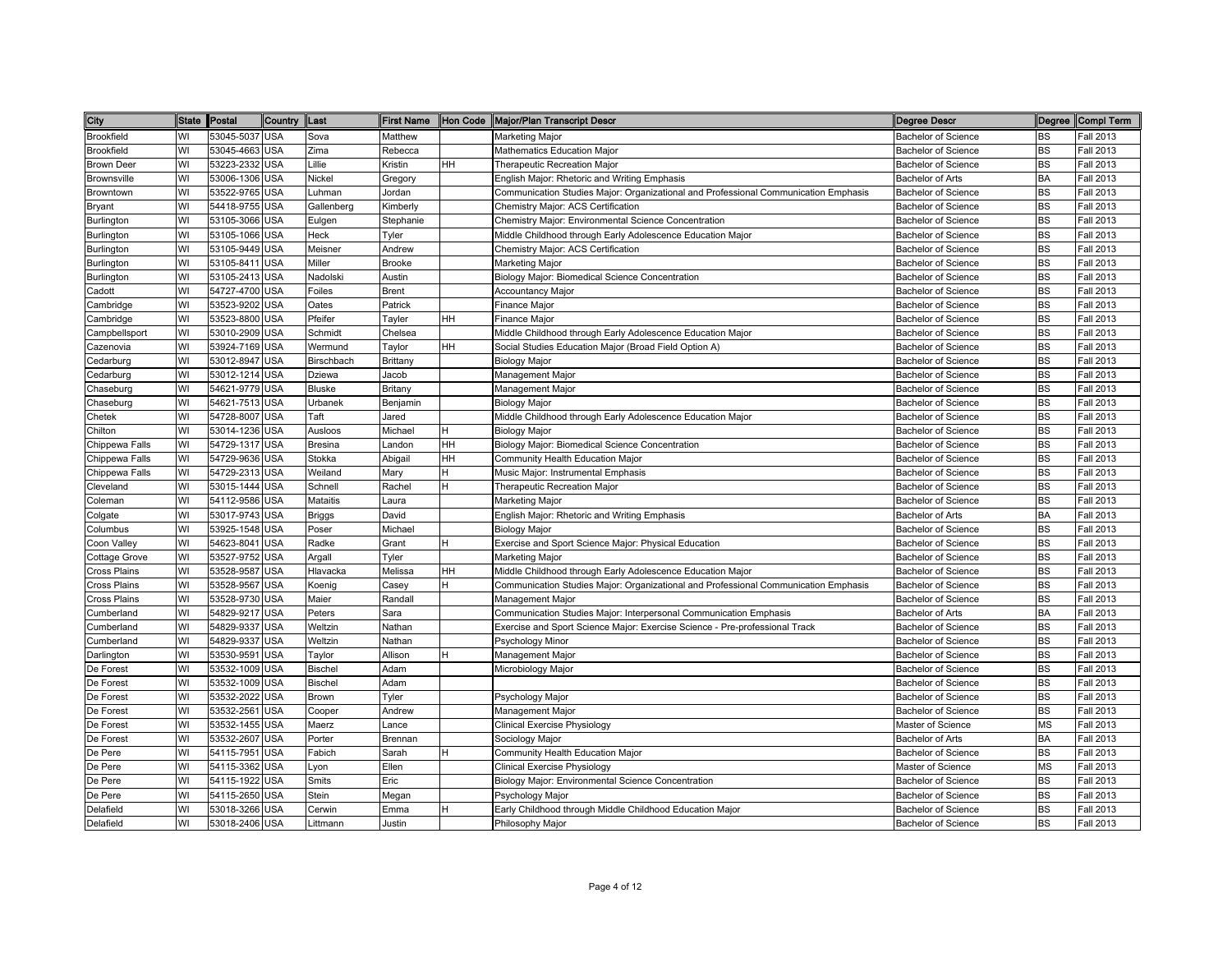| City | State | Postal | Country | Last | First Name | Hon Code | Major/Plan Transcript Descr | Degree Descr | Degree | Compl Term |
|---|---|---|---|---|---|---|---|---|---|---|
| Brookfield | WI | 53045-5037 | USA | Sova | Matthew | | Marketing Major | Bachelor of Science | BS | Fall 2013 |
| Brookfield | WI | 53045-4663 | USA | Zima | Rebecca | | Mathematics Education Major | Bachelor of Science | BS | Fall 2013 |
| Brown Deer | WI | 53223-2332 | USA | Lillie | Kristin | HH | Therapeutic Recreation Major | Bachelor of Science | BS | Fall 2013 |
| Brownsville | WI | 53006-1306 | USA | Nickel | Gregory | | English Major: Rhetoric and Writing Emphasis | Bachelor of Arts | BA | Fall 2013 |
| Browntown | WI | 53522-9765 | USA | Luhman | Jordan | | Communication Studies Major: Organizational and Professional Communication Emphasis | Bachelor of Science | BS | Fall 2013 |
| Bryant | WI | 54418-9755 | USA | Gallenberg | Kimberly | | Chemistry Major: ACS Certification | Bachelor of Science | BS | Fall 2013 |
| Burlington | WI | 53105-3066 | USA | Eulgen | Stephanie | | Chemistry Major: Environmental Science Concentration | Bachelor of Science | BS | Fall 2013 |
| Burlington | WI | 53105-1066 | USA | Heck | Tyler | | Middle Childhood through Early Adolescence Education Major | Bachelor of Science | BS | Fall 2013 |
| Burlington | WI | 53105-9449 | USA | Meisner | Andrew | | Chemistry Major: ACS Certification | Bachelor of Science | BS | Fall 2013 |
| Burlington | WI | 53105-8411 | USA | Miller | Brooke | | Marketing Major | Bachelor of Science | BS | Fall 2013 |
| Burlington | WI | 53105-2413 | USA | Nadolski | Austin | | Biology Major: Biomedical Science Concentration | Bachelor of Science | BS | Fall 2013 |
| Cadott | WI | 54727-4700 | USA | Foiles | Brent | | Accountancy Major | Bachelor of Science | BS | Fall 2013 |
| Cambridge | WI | 53523-9202 | USA | Oates | Patrick | | Finance Major | Bachelor of Science | BS | Fall 2013 |
| Cambridge | WI | 53523-8800 | USA | Pfeifer | Tayler | HH | Finance Major | Bachelor of Science | BS | Fall 2013 |
| Campbellsport | WI | 53010-2909 | USA | Schmidt | Chelsea | | Middle Childhood through Early Adolescence Education Major | Bachelor of Science | BS | Fall 2013 |
| Cazenovia | WI | 53924-7169 | USA | Wermund | Taylor | HH | Social Studies Education Major (Broad Field Option A) | Bachelor of Science | BS | Fall 2013 |
| Cedarburg | WI | 53012-8947 | USA | Birschbach | Brittany | | Biology Major | Bachelor of Science | BS | Fall 2013 |
| Cedarburg | WI | 53012-1214 | USA | Dziewa | Jacob | | Management Major | Bachelor of Science | BS | Fall 2013 |
| Chaseburg | WI | 54621-9779 | USA | Bluske | Britany | | Management Major | Bachelor of Science | BS | Fall 2013 |
| Chaseburg | WI | 54621-7513 | USA | Urbanek | Benjamin | | Biology Major | Bachelor of Science | BS | Fall 2013 |
| Chetek | WI | 54728-8007 | USA | Taft | Jared | | Middle Childhood through Early Adolescence Education Major | Bachelor of Science | BS | Fall 2013 |
| Chilton | WI | 53014-1236 | USA | Ausloos | Michael | H | Biology Major | Bachelor of Science | BS | Fall 2013 |
| Chippewa Falls | WI | 54729-1317 | USA | Bresina | Landon | HH | Biology Major: Biomedical Science Concentration | Bachelor of Science | BS | Fall 2013 |
| Chippewa Falls | WI | 54729-9636 | USA | Stokka | Abigail | HH | Community Health Education Major | Bachelor of Science | BS | Fall 2013 |
| Chippewa Falls | WI | 54729-2313 | USA | Weiland | Mary | H | Music Major: Instrumental Emphasis | Bachelor of Science | BS | Fall 2013 |
| Cleveland | WI | 53015-1444 | USA | Schnell | Rachel | H | Therapeutic Recreation Major | Bachelor of Science | BS | Fall 2013 |
| Coleman | WI | 54112-9586 | USA | Mataitis | Laura | | Marketing Major | Bachelor of Science | BS | Fall 2013 |
| Colgate | WI | 53017-9743 | USA | Briggs | David | | English Major: Rhetoric and Writing Emphasis | Bachelor of Arts | BA | Fall 2013 |
| Columbus | WI | 53925-1548 | USA | Poser | Michael | | Biology Major | Bachelor of Science | BS | Fall 2013 |
| Coon Valley | WI | 54623-8041 | USA | Radke | Grant | H | Exercise and Sport Science Major: Physical Education | Bachelor of Science | BS | Fall 2013 |
| Cottage Grove | WI | 53527-9752 | USA | Argall | Tyler | | Marketing Major | Bachelor of Science | BS | Fall 2013 |
| Cross Plains | WI | 53528-9587 | USA | Hlavacka | Melissa | HH | Middle Childhood through Early Adolescence Education Major | Bachelor of Science | BS | Fall 2013 |
| Cross Plains | WI | 53528-9567 | USA | Koenig | Casey | H | Communication Studies Major: Organizational and Professional Communication Emphasis | Bachelor of Science | BS | Fall 2013 |
| Cross Plains | WI | 53528-9730 | USA | Maier | Randall | | Management Major | Bachelor of Science | BS | Fall 2013 |
| Cumberland | WI | 54829-9217 | USA | Peters | Sara | | Communication Studies Major: Interpersonal Communication Emphasis | Bachelor of Arts | BA | Fall 2013 |
| Cumberland | WI | 54829-9337 | USA | Weltzin | Nathan | | Exercise and Sport Science Major: Exercise Science - Pre-professional Track | Bachelor of Science | BS | Fall 2013 |
| Cumberland | WI | 54829-9337 | USA | Weltzin | Nathan | | Psychology Minor | Bachelor of Science | BS | Fall 2013 |
| Darlington | WI | 53530-9591 | USA | Taylor | Allison | H | Management Major | Bachelor of Science | BS | Fall 2013 |
| De Forest | WI | 53532-1009 | USA | Bischel | Adam | | Microbiology Major | Bachelor of Science | BS | Fall 2013 |
| De Forest | WI | 53532-1009 | USA | Bischel | Adam | | | Bachelor of Science | BS | Fall 2013 |
| De Forest | WI | 53532-2022 | USA | Brown | Tyler | | Psychology Major | Bachelor of Science | BS | Fall 2013 |
| De Forest | WI | 53532-2561 | USA | Cooper | Andrew | | Management Major | Bachelor of Science | BS | Fall 2013 |
| De Forest | WI | 53532-1455 | USA | Maerz | Lance | | Clinical Exercise Physiology | Master of Science | MS | Fall 2013 |
| De Forest | WI | 53532-2607 | USA | Porter | Brennan | | Sociology Major | Bachelor of Arts | BA | Fall 2013 |
| De Pere | WI | 54115-7951 | USA | Fabich | Sarah | H | Community Health Education Major | Bachelor of Science | BS | Fall 2013 |
| De Pere | WI | 54115-3362 | USA | Lyon | Ellen | | Clinical Exercise Physiology | Master of Science | MS | Fall 2013 |
| De Pere | WI | 54115-1922 | USA | Smits | Eric | | Biology Major: Environmental Science Concentration | Bachelor of Science | BS | Fall 2013 |
| De Pere | WI | 54115-2650 | USA | Stein | Megan | | Psychology Major | Bachelor of Science | BS | Fall 2013 |
| Delafield | WI | 53018-3266 | USA | Cerwin | Emma | H | Early Childhood through Middle Childhood Education Major | Bachelor of Science | BS | Fall 2013 |
| Delafield | WI | 53018-2406 | USA | Littmann | Justin | | Philosophy Major | Bachelor of Science | BS | Fall 2013 |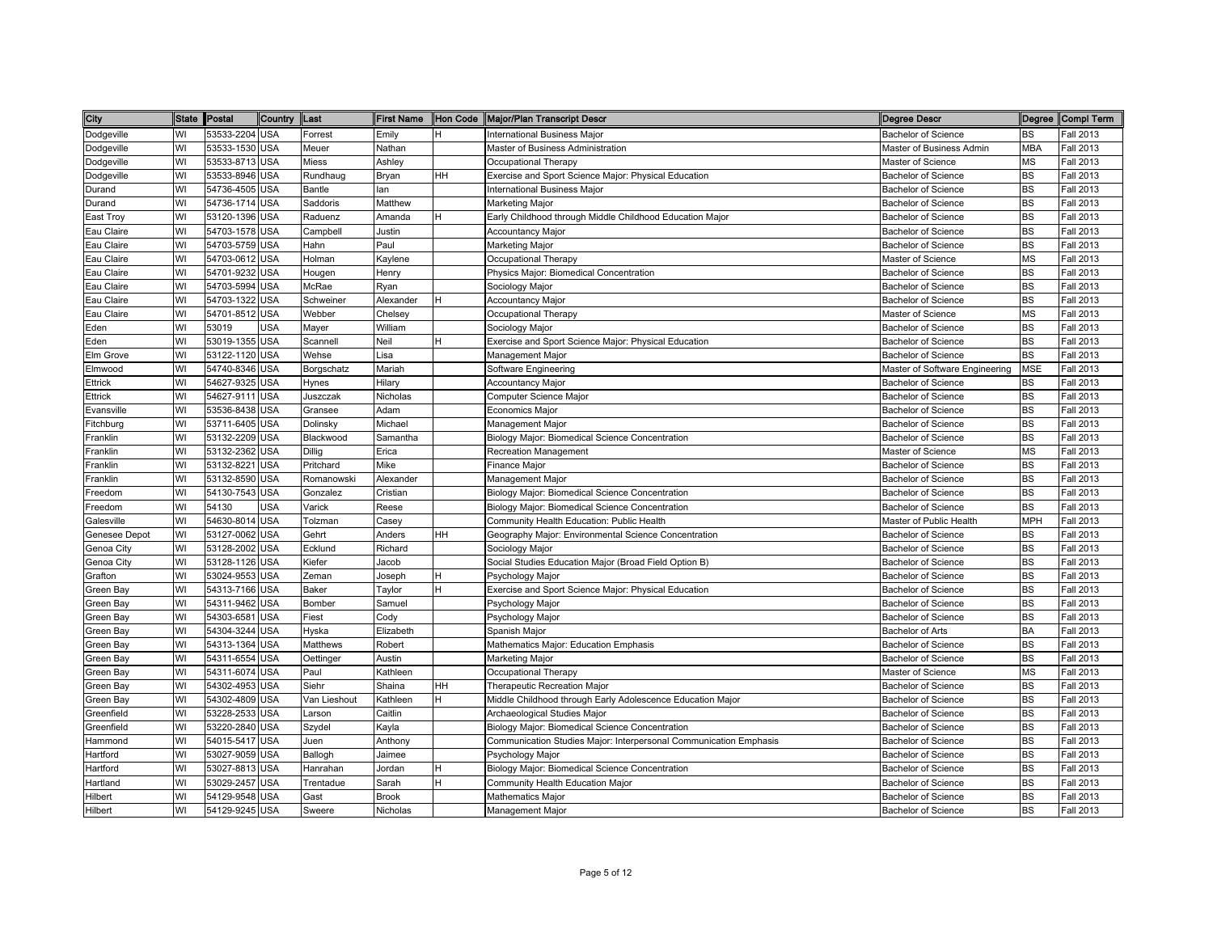| City | State | Postal | Country | Last | First Name | Hon Code | Major/Plan Transcript Descr | Degree Descr | Degree | Compl Term |
|---|---|---|---|---|---|---|---|---|---|---|
| Dodgeville | WI | 53533-2204 | USA | Forrest | Emily | H | International Business Major | Bachelor of Science | BS | Fall 2013 |
| Dodgeville | WI | 53533-1530 | USA | Meuer | Nathan | | Master of Business Administration | Master of Business Admin | MBA | Fall 2013 |
| Dodgeville | WI | 53533-8713 | USA | Miess | Ashley | | Occupational Therapy | Master of Science | MS | Fall 2013 |
| Dodgeville | WI | 53533-8946 | USA | Rundhaug | Bryan | HH | Exercise and Sport Science Major: Physical Education | Bachelor of Science | BS | Fall 2013 |
| Durand | WI | 54736-4505 | USA | Bantle | Ian | | International Business Major | Bachelor of Science | BS | Fall 2013 |
| Durand | WI | 54736-1714 | USA | Saddoris | Matthew | | Marketing Major | Bachelor of Science | BS | Fall 2013 |
| East Troy | WI | 53120-1396 | USA | Raduenz | Amanda | H | Early Childhood through Middle Childhood Education Major | Bachelor of Science | BS | Fall 2013 |
| Eau Claire | WI | 54703-1578 | USA | Campbell | Justin | | Accountancy Major | Bachelor of Science | BS | Fall 2013 |
| Eau Claire | WI | 54703-5759 | USA | Hahn | Paul | | Marketing Major | Bachelor of Science | BS | Fall 2013 |
| Eau Claire | WI | 54703-0612 | USA | Holman | Kaylene | | Occupational Therapy | Master of Science | MS | Fall 2013 |
| Eau Claire | WI | 54701-9232 | USA | Hougen | Henry | | Physics Major: Biomedical Concentration | Bachelor of Science | BS | Fall 2013 |
| Eau Claire | WI | 54703-5994 | USA | McRae | Ryan | | Sociology Major | Bachelor of Science | BS | Fall 2013 |
| Eau Claire | WI | 54703-1322 | USA | Schweiner | Alexander | H | Accountancy Major | Bachelor of Science | BS | Fall 2013 |
| Eau Claire | WI | 54701-8512 | USA | Webber | Chelsey | | Occupational Therapy | Master of Science | MS | Fall 2013 |
| Eden | WI | 53019 | USA | Mayer | William | | Sociology Major | Bachelor of Science | BS | Fall 2013 |
| Eden | WI | 53019-1355 | USA | Scannell | Neil | H | Exercise and Sport Science Major: Physical Education | Bachelor of Science | BS | Fall 2013 |
| Elm Grove | WI | 53122-1120 | USA | Wehse | Lisa | | Management Major | Bachelor of Science | BS | Fall 2013 |
| Elmwood | WI | 54740-8346 | USA | Borgschatz | Mariah | | Software Engineering | Master of Software Engineering | MSE | Fall 2013 |
| Ettrick | WI | 54627-9325 | USA | Hynes | Hilary | | Accountancy Major | Bachelor of Science | BS | Fall 2013 |
| Ettrick | WI | 54627-9111 | USA | Juszczak | Nicholas | | Computer Science Major | Bachelor of Science | BS | Fall 2013 |
| Evansville | WI | 53536-8438 | USA | Gransee | Adam | | Economics Major | Bachelor of Science | BS | Fall 2013 |
| Fitchburg | WI | 53711-6405 | USA | Dolinsky | Michael | | Management Major | Bachelor of Science | BS | Fall 2013 |
| Franklin | WI | 53132-2209 | USA | Blackwood | Samantha | | Biology Major: Biomedical Science Concentration | Bachelor of Science | BS | Fall 2013 |
| Franklin | WI | 53132-2362 | USA | Dillig | Erica | | Recreation Management | Master of Science | MS | Fall 2013 |
| Franklin | WI | 53132-8221 | USA | Pritchard | Mike | | Finance Major | Bachelor of Science | BS | Fall 2013 |
| Franklin | WI | 53132-8590 | USA | Romanowski | Alexander | | Management Major | Bachelor of Science | BS | Fall 2013 |
| Freedom | WI | 54130-7543 | USA | Gonzalez | Cristian | | Biology Major: Biomedical Science Concentration | Bachelor of Science | BS | Fall 2013 |
| Freedom | WI | 54130 | USA | Varick | Reese | | Biology Major: Biomedical Science Concentration | Bachelor of Science | BS | Fall 2013 |
| Galesville | WI | 54630-8014 | USA | Tolzman | Casey | | Community Health Education: Public Health | Master of Public Health | MPH | Fall 2013 |
| Genesee Depot | WI | 53127-0062 | USA | Gehrt | Anders | HH | Geography Major: Environmental Science Concentration | Bachelor of Science | BS | Fall 2013 |
| Genoa City | WI | 53128-2002 | USA | Ecklund | Richard | | Sociology Major | Bachelor of Science | BS | Fall 2013 |
| Genoa City | WI | 53128-1126 | USA | Kiefer | Jacob | | Social Studies Education Major (Broad Field Option B) | Bachelor of Science | BS | Fall 2013 |
| Grafton | WI | 53024-9553 | USA | Zeman | Joseph | H | Psychology Major | Bachelor of Science | BS | Fall 2013 |
| Green Bay | WI | 54313-7166 | USA | Baker | Taylor | H | Exercise and Sport Science Major: Physical Education | Bachelor of Science | BS | Fall 2013 |
| Green Bay | WI | 54311-9462 | USA | Bomber | Samuel | | Psychology Major | Bachelor of Science | BS | Fall 2013 |
| Green Bay | WI | 54303-6581 | USA | Fiest | Cody | | Psychology Major | Bachelor of Science | BS | Fall 2013 |
| Green Bay | WI | 54304-3244 | USA | Hyska | Elizabeth | | Spanish Major | Bachelor of Arts | BA | Fall 2013 |
| Green Bay | WI | 54313-1364 | USA | Matthews | Robert | | Mathematics Major: Education Emphasis | Bachelor of Science | BS | Fall 2013 |
| Green Bay | WI | 54311-6554 | USA | Oettinger | Austin | | Marketing Major | Bachelor of Science | BS | Fall 2013 |
| Green Bay | WI | 54311-6074 | USA | Paul | Kathleen | | Occupational Therapy | Master of Science | MS | Fall 2013 |
| Green Bay | WI | 54302-4953 | USA | Siehr | Shaina | HH | Therapeutic Recreation Major | Bachelor of Science | BS | Fall 2013 |
| Green Bay | WI | 54302-4809 | USA | Van Lieshout | Kathleen | H | Middle Childhood through Early Adolescence Education Major | Bachelor of Science | BS | Fall 2013 |
| Greenfield | WI | 53228-2533 | USA | Larson | Caitlin | | Archaeological Studies Major | Bachelor of Science | BS | Fall 2013 |
| Greenfield | WI | 53220-2840 | USA | Szydel | Kayla | | Biology Major: Biomedical Science Concentration | Bachelor of Science | BS | Fall 2013 |
| Hammond | WI | 54015-5417 | USA | Juen | Anthony | | Communication Studies Major: Interpersonal Communication Emphasis | Bachelor of Science | BS | Fall 2013 |
| Hartford | WI | 53027-9059 | USA | Ballogh | Jaimee | | Psychology Major | Bachelor of Science | BS | Fall 2013 |
| Hartford | WI | 53027-8813 | USA | Hanrahan | Jordan | H | Biology Major: Biomedical Science Concentration | Bachelor of Science | BS | Fall 2013 |
| Hartland | WI | 53029-2457 | USA | Trentadue | Sarah | H | Community Health Education Major | Bachelor of Science | BS | Fall 2013 |
| Hilbert | WI | 54129-9548 | USA | Gast | Brook | | Mathematics Major | Bachelor of Science | BS | Fall 2013 |
| Hilbert | WI | 54129-9245 | USA | Sweere | Nicholas | | Management Major | Bachelor of Science | BS | Fall 2013 |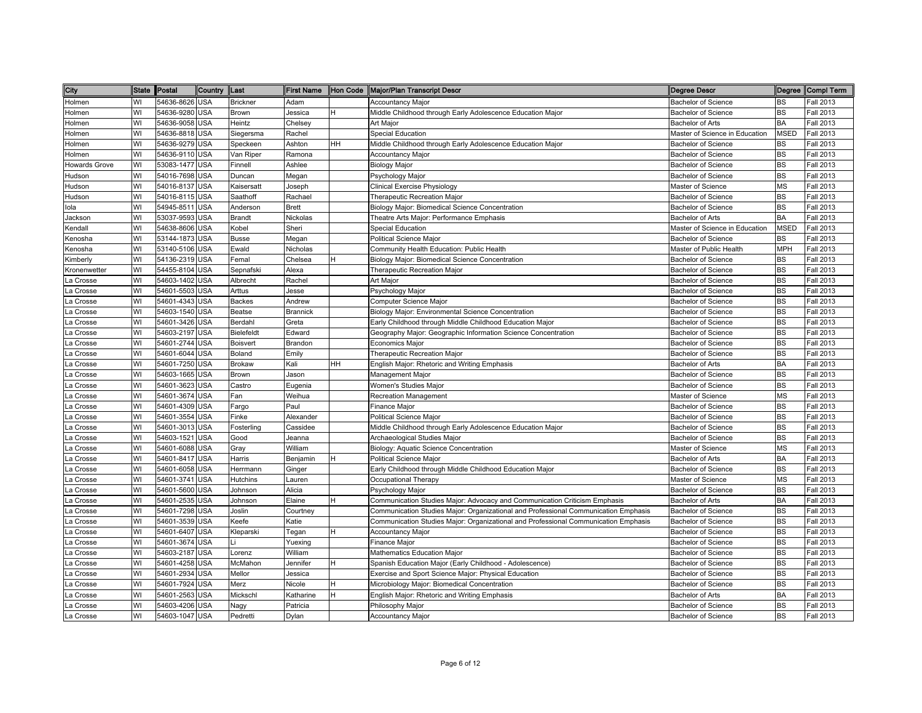| City | State | Postal | Country | Last | First Name | Hon Code | Major/Plan Transcript Descr | Degree Descr | Degree | Compl Term |
|---|---|---|---|---|---|---|---|---|---|---|
| Holmen | WI | 54636-8626 | USA | Brickner | Adam | | Accountancy Major | Bachelor of Science | BS | Fall 2013 |
| Holmen | WI | 54636-9280 | USA | Brown | Jessica | H | Middle Childhood through Early Adolescence Education Major | Bachelor of Science | BS | Fall 2013 |
| Holmen | WI | 54636-9058 | USA | Heintz | Chelsey | | Art Major | Bachelor of Arts | BA | Fall 2013 |
| Holmen | WI | 54636-8818 | USA | Siegersma | Rachel | | Special Education | Master of Science in Education | MSED | Fall 2013 |
| Holmen | WI | 54636-9279 | USA | Speckeen | Ashton | HH | Middle Childhood through Early Adolescence Education Major | Bachelor of Science | BS | Fall 2013 |
| Holmen | WI | 54636-9110 | USA | Van Riper | Ramona | | Accountancy Major | Bachelor of Science | BS | Fall 2013 |
| Howards Grove | WI | 53083-1477 | USA | Finnell | Ashlee | | Biology Major | Bachelor of Science | BS | Fall 2013 |
| Hudson | WI | 54016-7698 | USA | Duncan | Megan | | Psychology Major | Bachelor of Science | BS | Fall 2013 |
| Hudson | WI | 54016-8137 | USA | Kaisersatt | Joseph | | Clinical Exercise Physiology | Master of Science | MS | Fall 2013 |
| Hudson | WI | 54016-8115 | USA | Saathoff | Rachael | | Therapeutic Recreation Major | Bachelor of Science | BS | Fall 2013 |
| Iola | WI | 54945-8511 | USA | Anderson | Brett | | Biology Major: Biomedical Science Concentration | Bachelor of Science | BS | Fall 2013 |
| Jackson | WI | 53037-9593 | USA | Brandt | Nickolas | | Theatre Arts Major: Performance Emphasis | Bachelor of Arts | BA | Fall 2013 |
| Kendall | WI | 54638-8606 | USA | Kobel | Sheri | | Special Education | Master of Science in Education | MSED | Fall 2013 |
| Kenosha | WI | 53144-1873 | USA | Busse | Megan | | Political Science Major | Bachelor of Science | BS | Fall 2013 |
| Kenosha | WI | 53140-5106 | USA | Ewald | Nicholas | | Community Health Education: Public Health | Master of Public Health | MPH | Fall 2013 |
| Kimberly | WI | 54136-2319 | USA | Femal | Chelsea | H | Biology Major: Biomedical Science Concentration | Bachelor of Science | BS | Fall 2013 |
| Kronenwetter | WI | 54455-8104 | USA | Sepnafski | Alexa | | Therapeutic Recreation Major | Bachelor of Science | BS | Fall 2013 |
| La Crosse | WI | 54603-1402 | USA | Albrecht | Rachel | | Art Major | Bachelor of Science | BS | Fall 2013 |
| La Crosse | WI | 54601-5503 | USA | Arttus | Jesse | | Psychology Major | Bachelor of Science | BS | Fall 2013 |
| La Crosse | WI | 54601-4343 | USA | Backes | Andrew | | Computer Science Major | Bachelor of Science | BS | Fall 2013 |
| La Crosse | WI | 54603-1540 | USA | Beatse | Brannick | | Biology Major: Environmental Science Concentration | Bachelor of Science | BS | Fall 2013 |
| La Crosse | WI | 54601-3426 | USA | Berdahl | Greta | | Early Childhood through Middle Childhood Education Major | Bachelor of Science | BS | Fall 2013 |
| La Crosse | WI | 54603-2197 | USA | Bielefeldt | Edward | | Geography Major: Geographic Information Science Concentration | Bachelor of Science | BS | Fall 2013 |
| La Crosse | WI | 54601-2744 | USA | Boisvert | Brandon | | Economics Major | Bachelor of Science | BS | Fall 2013 |
| La Crosse | WI | 54601-6044 | USA | Boland | Emily | | Therapeutic Recreation Major | Bachelor of Science | BS | Fall 2013 |
| La Crosse | WI | 54601-7250 | USA | Brokaw | Kali | HH | English Major: Rhetoric and Writing Emphasis | Bachelor of Arts | BA | Fall 2013 |
| La Crosse | WI | 54603-1665 | USA | Brown | Jason | | Management Major | Bachelor of Science | BS | Fall 2013 |
| La Crosse | WI | 54601-3623 | USA | Castro | Eugenia | | Women's Studies Major | Bachelor of Science | BS | Fall 2013 |
| La Crosse | WI | 54601-3674 | USA | Fan | Weihua | | Recreation Management | Master of Science | MS | Fall 2013 |
| La Crosse | WI | 54601-4309 | USA | Fargo | Paul | | Finance Major | Bachelor of Science | BS | Fall 2013 |
| La Crosse | WI | 54601-3554 | USA | Finke | Alexander | | Political Science Major | Bachelor of Science | BS | Fall 2013 |
| La Crosse | WI | 54601-3013 | USA | Fosterling | Cassidee | | Middle Childhood through Early Adolescence Education Major | Bachelor of Science | BS | Fall 2013 |
| La Crosse | WI | 54603-1521 | USA | Good | Jeanna | | Archaeological Studies Major | Bachelor of Science | BS | Fall 2013 |
| La Crosse | WI | 54601-6088 | USA | Gray | William | | Biology: Aquatic Science Concentration | Master of Science | MS | Fall 2013 |
| La Crosse | WI | 54601-8417 | USA | Harris | Benjamin | H | Political Science Major | Bachelor of Arts | BA | Fall 2013 |
| La Crosse | WI | 54601-6058 | USA | Herrmann | Ginger | | Early Childhood through Middle Childhood Education Major | Bachelor of Science | BS | Fall 2013 |
| La Crosse | WI | 54601-3741 | USA | Hutchins | Lauren | | Occupational Therapy | Master of Science | MS | Fall 2013 |
| La Crosse | WI | 54601-5600 | USA | Johnson | Alicia | | Psychology Major | Bachelor of Science | BS | Fall 2013 |
| La Crosse | WI | 54601-2535 | USA | Johnson | Elaine | H | Communication Studies Major: Advocacy and Communication Criticism Emphasis | Bachelor of Arts | BA | Fall 2013 |
| La Crosse | WI | 54601-7298 | USA | Joslin | Courtney | | Communication Studies Major: Organizational and Professional Communication Emphasis | Bachelor of Science | BS | Fall 2013 |
| La Crosse | WI | 54601-3539 | USA | Keefe | Katie | | Communication Studies Major: Organizational and Professional Communication Emphasis | Bachelor of Science | BS | Fall 2013 |
| La Crosse | WI | 54601-6407 | USA | Kleparski | Tegan | H | Accountancy Major | Bachelor of Science | BS | Fall 2013 |
| La Crosse | WI | 54601-3674 | USA | Li | Yuexing | | Finance Major | Bachelor of Science | BS | Fall 2013 |
| La Crosse | WI | 54603-2187 | USA | Lorenz | William | | Mathematics Education Major | Bachelor of Science | BS | Fall 2013 |
| La Crosse | WI | 54601-4258 | USA | McMahon | Jennifer | H | Spanish Education Major (Early Childhood - Adolescence) | Bachelor of Science | BS | Fall 2013 |
| La Crosse | WI | 54601-2934 | USA | Mellor | Jessica | | Exercise and Sport Science Major: Physical Education | Bachelor of Science | BS | Fall 2013 |
| La Crosse | WI | 54601-7924 | USA | Merz | Nicole | H | Microbiology Major: Biomedical Concentration | Bachelor of Science | BS | Fall 2013 |
| La Crosse | WI | 54601-2563 | USA | Mickschl | Katharine | H | English Major: Rhetoric and Writing Emphasis | Bachelor of Arts | BA | Fall 2013 |
| La Crosse | WI | 54603-4206 | USA | Nagy | Patricia | | Philosophy Major | Bachelor of Science | BS | Fall 2013 |
| La Crosse | WI | 54603-1047 | USA | Pedretti | Dylan | | Accountancy Major | Bachelor of Science | BS | Fall 2013 |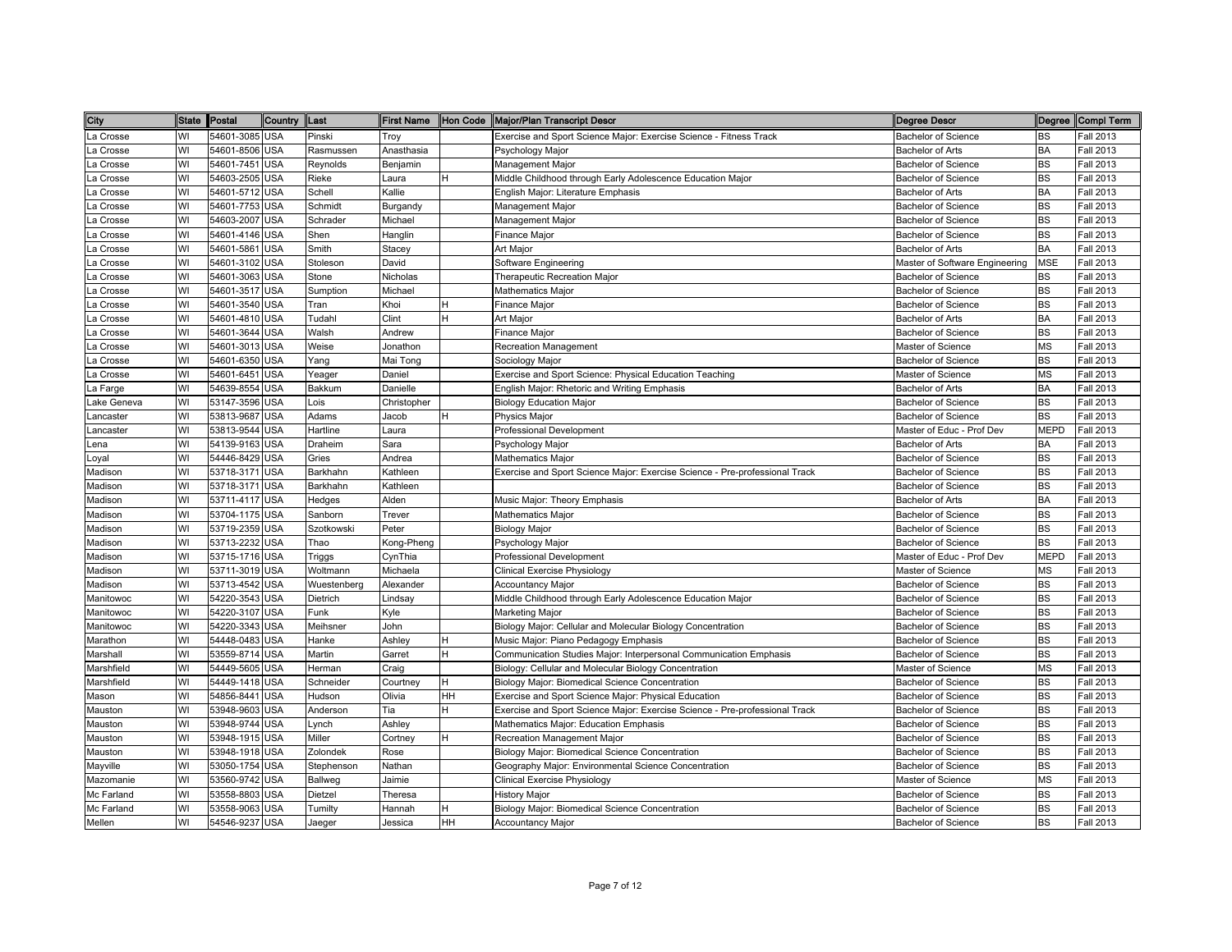| City | State | Postal | Country | Last | First Name | Hon Code | Major/Plan Transcript Descr | Degree Descr | Degree | Compl Term |
|---|---|---|---|---|---|---|---|---|---|---|
| La Crosse | WI | 54601-3085 | USA | Pinski | Troy | | Exercise and Sport Science Major: Exercise Science - Fitness Track | Bachelor of Science | BS | Fall 2013 |
| La Crosse | WI | 54601-8506 | USA | Rasmussen | Anasthasia | | Psychology Major | Bachelor of Arts | BA | Fall 2013 |
| La Crosse | WI | 54601-7451 | USA | Reynolds | Benjamin | | Management Major | Bachelor of Science | BS | Fall 2013 |
| La Crosse | WI | 54603-2505 | USA | Rieke | Laura | H | Middle Childhood through Early Adolescence Education Major | Bachelor of Science | BS | Fall 2013 |
| La Crosse | WI | 54601-5712 | USA | Schell | Kallie | | English Major: Literature Emphasis | Bachelor of Arts | BA | Fall 2013 |
| La Crosse | WI | 54601-7753 | USA | Schmidt | Burgandy | | Management Major | Bachelor of Science | BS | Fall 2013 |
| La Crosse | WI | 54603-2007 | USA | Schrader | Michael | | Management Major | Bachelor of Science | BS | Fall 2013 |
| La Crosse | WI | 54601-4146 | USA | Shen | Hanglin | | Finance Major | Bachelor of Science | BS | Fall 2013 |
| La Crosse | WI | 54601-5861 | USA | Smith | Stacey | | Art Major | Bachelor of Arts | BA | Fall 2013 |
| La Crosse | WI | 54601-3102 | USA | Stoleson | David | | Software Engineering | Master of Software Engineering | MSE | Fall 2013 |
| La Crosse | WI | 54601-3063 | USA | Stone | Nicholas | | Therapeutic Recreation Major | Bachelor of Science | BS | Fall 2013 |
| La Crosse | WI | 54601-3517 | USA | Sumption | Michael | | Mathematics Major | Bachelor of Science | BS | Fall 2013 |
| La Crosse | WI | 54601-3540 | USA | Tran | Khoi | H | Finance Major | Bachelor of Science | BS | Fall 2013 |
| La Crosse | WI | 54601-4810 | USA | Tudahl | Clint | H | Art Major | Bachelor of Arts | BA | Fall 2013 |
| La Crosse | WI | 54601-3644 | USA | Walsh | Andrew | | Finance Major | Bachelor of Science | BS | Fall 2013 |
| La Crosse | WI | 54601-3013 | USA | Weise | Jonathon | | Recreation Management | Master of Science | MS | Fall 2013 |
| La Crosse | WI | 54601-6350 | USA | Yang | Mai Tong | | Sociology Major | Bachelor of Science | BS | Fall 2013 |
| La Crosse | WI | 54601-6451 | USA | Yeager | Daniel | | Exercise and Sport Science: Physical Education Teaching | Master of Science | MS | Fall 2013 |
| La Farge | WI | 54639-8554 | USA | Bakkum | Danielle | | English Major: Rhetoric and Writing Emphasis | Bachelor of Arts | BA | Fall 2013 |
| Lake Geneva | WI | 53147-3596 | USA | Lois | Christopher | | Biology Education Major | Bachelor of Science | BS | Fall 2013 |
| Lancaster | WI | 53813-9687 | USA | Adams | Jacob | H | Physics Major | Bachelor of Science | BS | Fall 2013 |
| Lancaster | WI | 53813-9544 | USA | Hartline | Laura | | Professional Development | Master of Educ - Prof Dev | MEPD | Fall 2013 |
| Lena | WI | 54139-9163 | USA | Draheim | Sara | | Psychology Major | Bachelor of Arts | BA | Fall 2013 |
| Loyal | WI | 54446-8429 | USA | Gries | Andrea | | Mathematics Major | Bachelor of Science | BS | Fall 2013 |
| Madison | WI | 53718-3171 | USA | Barkhahn | Kathleen | | Exercise and Sport Science Major: Exercise Science - Pre-professional Track | Bachelor of Science | BS | Fall 2013 |
| Madison | WI | 53718-3171 | USA | Barkhahn | Kathleen | | | Bachelor of Science | BS | Fall 2013 |
| Madison | WI | 53711-4117 | USA | Hedges | Alden | | Music Major: Theory Emphasis | Bachelor of Arts | BA | Fall 2013 |
| Madison | WI | 53704-1175 | USA | Sanborn | Trever | | Mathematics Major | Bachelor of Science | BS | Fall 2013 |
| Madison | WI | 53719-2359 | USA | Szotkowski | Peter | | Biology Major | Bachelor of Science | BS | Fall 2013 |
| Madison | WI | 53713-2232 | USA | Thao | Kong-Pheng | | Psychology Major | Bachelor of Science | BS | Fall 2013 |
| Madison | WI | 53715-1716 | USA | Triggs | CynThia | | Professional Development | Master of Educ - Prof Dev | MEPD | Fall 2013 |
| Madison | WI | 53711-3019 | USA | Woltmann | Michaela | | Clinical Exercise Physiology | Master of Science | MS | Fall 2013 |
| Madison | WI | 53713-4542 | USA | Wuestenberg | Alexander | | Accountancy Major | Bachelor of Science | BS | Fall 2013 |
| Manitowoc | WI | 54220-3543 | USA | Dietrich | Lindsay | | Middle Childhood through Early Adolescence Education Major | Bachelor of Science | BS | Fall 2013 |
| Manitowoc | WI | 54220-3107 | USA | Funk | Kyle | | Marketing Major | Bachelor of Science | BS | Fall 2013 |
| Manitowoc | WI | 54220-3343 | USA | Meihsner | John | | Biology Major: Cellular and Molecular Biology Concentration | Bachelor of Science | BS | Fall 2013 |
| Marathon | WI | 54448-0483 | USA | Hanke | Ashley | H | Music Major: Piano Pedagogy Emphasis | Bachelor of Science | BS | Fall 2013 |
| Marshall | WI | 53559-8714 | USA | Martin | Garret | H | Communication Studies Major: Interpersonal Communication Emphasis | Bachelor of Science | BS | Fall 2013 |
| Marshfield | WI | 54449-5605 | USA | Herman | Craig | | Biology: Cellular and Molecular Biology Concentration | Master of Science | MS | Fall 2013 |
| Marshfield | WI | 54449-1418 | USA | Schneider | Courtney | H | Biology Major: Biomedical Science Concentration | Bachelor of Science | BS | Fall 2013 |
| Mason | WI | 54856-8441 | USA | Hudson | Olivia | HH | Exercise and Sport Science Major: Physical Education | Bachelor of Science | BS | Fall 2013 |
| Mauston | WI | 53948-9603 | USA | Anderson | Tia | H | Exercise and Sport Science Major: Exercise Science - Pre-professional Track | Bachelor of Science | BS | Fall 2013 |
| Mauston | WI | 53948-9744 | USA | Lynch | Ashley | | Mathematics Major: Education Emphasis | Bachelor of Science | BS | Fall 2013 |
| Mauston | WI | 53948-1915 | USA | Miller | Cortney | H | Recreation Management Major | Bachelor of Science | BS | Fall 2013 |
| Mauston | WI | 53948-1918 | USA | Zolondek | Rose | | Biology Major: Biomedical Science Concentration | Bachelor of Science | BS | Fall 2013 |
| Mayville | WI | 53050-1754 | USA | Stephenson | Nathan | | Geography Major: Environmental Science Concentration | Bachelor of Science | BS | Fall 2013 |
| Mazomanie | WI | 53560-9742 | USA | Ballweg | Jaimie | | Clinical Exercise Physiology | Master of Science | MS | Fall 2013 |
| Mc Farland | WI | 53558-8803 | USA | Dietzel | Theresa | | History Major | Bachelor of Science | BS | Fall 2013 |
| Mc Farland | WI | 53558-9063 | USA | Tumilty | Hannah | H | Biology Major: Biomedical Science Concentration | Bachelor of Science | BS | Fall 2013 |
| Mellen | WI | 54546-9237 | USA | Jaeger | Jessica | HH | Accountancy Major | Bachelor of Science | BS | Fall 2013 |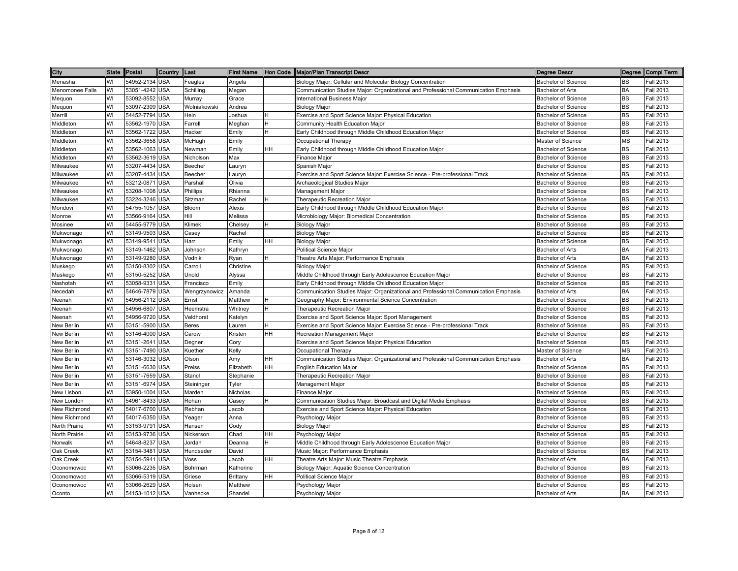| City | State | Postal | Country | Last | First Name | Hon Code | Major/Plan Transcript Descr | Degree Descr | Degree | Compl Term |
|---|---|---|---|---|---|---|---|---|---|---|
| Menasha | WI | 54952-2134 | USA | Feagles | Angela | | Biology Major: Cellular and Molecular Biology Concentration | Bachelor of Science | BS | Fall 2013 |
| Menomonee Falls | WI | 53051-4242 | USA | Schilling | Megan | | Communication Studies Major: Organizational and Professional Communication Emphasis | Bachelor of Arts | BA | Fall 2013 |
| Mequon | WI | 53092-8552 | USA | Murray | Grace | | International Business Major | Bachelor of Science | BS | Fall 2013 |
| Mequon | WI | 53097-2309 | USA | Wolniakowski | Andrea | | Biology Major | Bachelor of Science | BS | Fall 2013 |
| Merrill | WI | 54452-7794 | USA | Hein | Joshua | H | Exercise and Sport Science Major: Physical Education | Bachelor of Science | BS | Fall 2013 |
| Middleton | WI | 53562-1970 | USA | Farrell | Meghan | H | Community Health Education Major | Bachelor of Science | BS | Fall 2013 |
| Middleton | WI | 53562-1722 | USA | Hacker | Emily | H | Early Childhood through Middle Childhood Education Major | Bachelor of Science | BS | Fall 2013 |
| Middleton | WI | 53562-3658 | USA | McHugh | Emily | | Occupational Therapy | Master of Science | MS | Fall 2013 |
| Middleton | WI | 53562-1063 | USA | Newman | Emily | HH | Early Childhood through Middle Childhood Education Major | Bachelor of Science | BS | Fall 2013 |
| Middleton | WI | 53562-3619 | USA | Nicholson | Max | | Finance Major | Bachelor of Science | BS | Fall 2013 |
| Milwaukee | WI | 53207-4434 | USA | Beecher | Lauryn | | Spanish Major | Bachelor of Science | BS | Fall 2013 |
| Milwaukee | WI | 53207-4434 | USA | Beecher | Lauryn | | Exercise and Sport Science Major: Exercise Science - Pre-professional Track | Bachelor of Science | BS | Fall 2013 |
| Milwaukee | WI | 53212-0871 | USA | Parshall | Olivia | | Archaeological Studies Major | Bachelor of Science | BS | Fall 2013 |
| Milwaukee | WI | 53208-1008 | USA | Phillips | Rhianna | | Management Major | Bachelor of Science | BS | Fall 2013 |
| Milwaukee | WI | 53224-3246 | USA | Sitzman | Rachel | H | Therapeutic Recreation Major | Bachelor of Science | BS | Fall 2013 |
| Mondovi | WI | 54755-1057 | USA | Bloom | Alexis | | Early Childhood through Middle Childhood Education Major | Bachelor of Science | BS | Fall 2013 |
| Monroe | WI | 53566-9164 | USA | Hill | Melissa | | Microbiology Major: Biomedical Concentration | Bachelor of Science | BS | Fall 2013 |
| Mosinee | WI | 54455-9779 | USA | Klimek | Chelsey | H | Biology Major | Bachelor of Science | BS | Fall 2013 |
| Mukwonago | WI | 53149-9503 | USA | Casey | Rachel | | Biology Major | Bachelor of Science | BS | Fall 2013 |
| Mukwonago | WI | 53149-9541 | USA | Harr | Emily | HH | Biology Major | Bachelor of Science | BS | Fall 2013 |
| Mukwonago | WI | 53149-1462 | USA | Johnson | Kathryn | | Political Science Major | Bachelor of Arts | BA | Fall 2013 |
| Mukwonago | WI | 53149-9280 | USA | Vodnik | Ryan | H | Theatre Arts Major: Performance Emphasis | Bachelor of Arts | BA | Fall 2013 |
| Muskego | WI | 53150-8302 | USA | Carroll | Christine | | Biology Major | Bachelor of Science | BS | Fall 2013 |
| Muskego | WI | 53150-5252 | USA | Unold | Alyssa | | Middle Childhood through Early Adolescence Education Major | Bachelor of Science | BS | Fall 2013 |
| Nashotah | WI | 53058-9331 | USA | Francisco | Emily | | Early Childhood through Middle Childhood Education Major | Bachelor of Science | BS | Fall 2013 |
| Necedah | WI | 54646-7879 | USA | Wengrzynowicz | Amanda | | Communication Studies Major: Organizational and Professional Communication Emphasis | Bachelor of Arts | BA | Fall 2013 |
| Neenah | WI | 54956-2112 | USA | Ernst | Matthew | H | Geography Major: Environmental Science Concentration | Bachelor of Science | BS | Fall 2013 |
| Neenah | WI | 54956-6807 | USA | Heemstra | Whitney | H | Therapeutic Recreation Major | Bachelor of Science | BS | Fall 2013 |
| Neenah | WI | 54956-9720 | USA | Veldhorst | Katelyn | | Exercise and Sport Science Major: Sport Management | Bachelor of Science | BS | Fall 2013 |
| New Berlin | WI | 53151-5900 | USA | Beres | Lauren | H | Exercise and Sport Science Major: Exercise Science - Pre-professional Track | Bachelor of Science | BS | Fall 2013 |
| New Berlin | WI | 53146-4000 | USA | Carow | Kristen | HH | Recreation Management Major | Bachelor of Science | BS | Fall 2013 |
| New Berlin | WI | 53151-2641 | USA | Degner | Cory | | Exercise and Sport Science Major: Physical Education | Bachelor of Science | BS | Fall 2013 |
| New Berlin | WI | 53151-7490 | USA | Kuether | Kelly | | Occupational Therapy | Master of Science | MS | Fall 2013 |
| New Berlin | WI | 53146-3032 | USA | Olson | Amy | HH | Communication Studies Major: Organizational and Professional Communication Emphasis | Bachelor of Arts | BA | Fall 2013 |
| New Berlin | WI | 53151-6630 | USA | Preiss | Elizabeth | HH | English Education Major | Bachelor of Science | BS | Fall 2013 |
| New Berlin | WI | 53151-7659 | USA | Stancl | Stephanie | | Therapeutic Recreation Major | Bachelor of Science | BS | Fall 2013 |
| New Berlin | WI | 53151-6974 | USA | Steininger | Tyler | | Management Major | Bachelor of Science | BS | Fall 2013 |
| New Lisbon | WI | 53950-1004 | USA | Marden | Nicholas | | Finance Major | Bachelor of Science | BS | Fall 2013 |
| New London | WI | 54961-8433 | USA | Rohan | Casey | H | Communication Studies Major: Broadcast and Digital Media Emphasis | Bachelor of Science | BS | Fall 2013 |
| New Richmond | WI | 54017-6700 | USA | Rebhan | Jacob | | Exercise and Sport Science Major: Physical Education | Bachelor of Science | BS | Fall 2013 |
| New Richmond | WI | 54017-6350 | USA | Yeager | Anna | | Psychology Major | Bachelor of Science | BS | Fall 2013 |
| North Prairie | WI | 53153-9791 | USA | Hansen | Cody | | Biology Major | Bachelor of Science | BS | Fall 2013 |
| North Prairie | WI | 53153-9736 | USA | Nickerson | Chad | HH | Psychology Major | Bachelor of Science | BS | Fall 2013 |
| Norwalk | WI | 54648-8237 | USA | Jordan | Deanna | H | Middle Childhood through Early Adolescence Education Major | Bachelor of Science | BS | Fall 2013 |
| Oak Creek | WI | 53154-3481 | USA | Hundseder | David | | Music Major: Performance Emphasis | Bachelor of Science | BS | Fall 2013 |
| Oak Creek | WI | 53154-5941 | USA | Voss | Jacob | HH | Theatre Arts Major: Music Theatre Emphasis | Bachelor of Arts | BA | Fall 2013 |
| Oconomowoc | WI | 53066-2235 | USA | Bohrman | Katherine | | Biology Major: Aquatic Science Concentration | Bachelor of Science | BS | Fall 2013 |
| Oconomowoc | WI | 53066-5319 | USA | Griese | Brittany | HH | Political Science Major | Bachelor of Science | BS | Fall 2013 |
| Oconomowoc | WI | 53066-2629 | USA | Holsen | Matthew | | Psychology Major | Bachelor of Science | BS | Fall 2013 |
| Oconto | WI | 54153-1012 | USA | Vanhecke | Shandel | | Psychology Major | Bachelor of Arts | BA | Fall 2013 |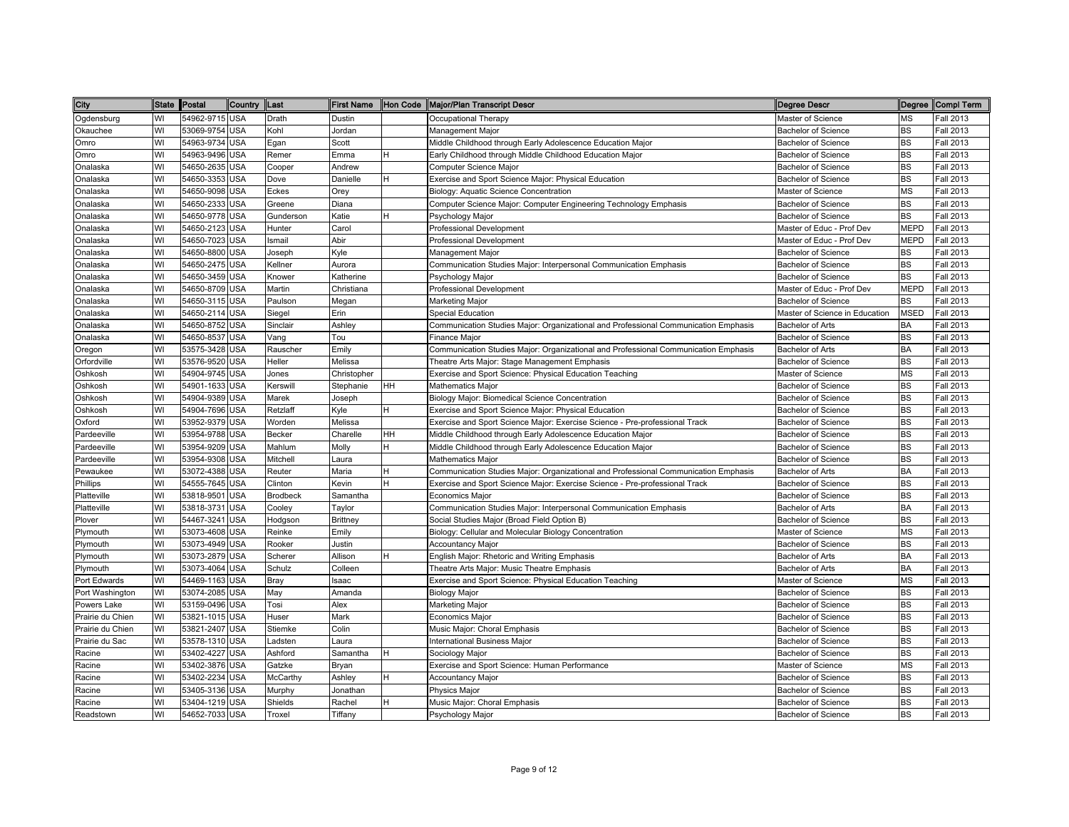| City | State | Postal | Country | Last | First Name | Hon Code | Major/Plan Transcript Descr | Degree Descr | Degree | Compl Term |
|---|---|---|---|---|---|---|---|---|---|---|
| Ogdensburg | WI | 54962-9715 | USA | Drath | Dustin | | Occupational Therapy | Master of Science | MS | Fall 2013 |
| Okauchee | WI | 53069-9754 | USA | Kohl | Jordan | | Management Major | Bachelor of Science | BS | Fall 2013 |
| Omro | WI | 54963-9734 | USA | Egan | Scott | | Middle Childhood through Early Adolescence Education Major | Bachelor of Science | BS | Fall 2013 |
| Omro | WI | 54963-9496 | USA | Remer | Emma | H | Early Childhood through Middle Childhood Education Major | Bachelor of Science | BS | Fall 2013 |
| Onalaska | WI | 54650-2635 | USA | Cooper | Andrew | | Computer Science Major | Bachelor of Science | BS | Fall 2013 |
| Onalaska | WI | 54650-3353 | USA | Dove | Danielle | H | Exercise and Sport Science Major: Physical Education | Bachelor of Science | BS | Fall 2013 |
| Onalaska | WI | 54650-9098 | USA | Eckes | Orey | | Biology: Aquatic Science Concentration | Master of Science | MS | Fall 2013 |
| Onalaska | WI | 54650-2333 | USA | Greene | Diana | | Computer Science Major: Computer Engineering Technology Emphasis | Bachelor of Science | BS | Fall 2013 |
| Onalaska | WI | 54650-9778 | USA | Gunderson | Katie | H | Psychology Major | Bachelor of Science | BS | Fall 2013 |
| Onalaska | WI | 54650-2123 | USA | Hunter | Carol | | Professional Development | Master of Educ - Prof Dev | MEPD | Fall 2013 |
| Onalaska | WI | 54650-7023 | USA | Ismail | Abir | | Professional Development | Master of Educ - Prof Dev | MEPD | Fall 2013 |
| Onalaska | WI | 54650-8800 | USA | Joseph | Kyle | | Management Major | Bachelor of Science | BS | Fall 2013 |
| Onalaska | WI | 54650-2475 | USA | Kellner | Aurora | | Communication Studies Major: Interpersonal Communication Emphasis | Bachelor of Science | BS | Fall 2013 |
| Onalaska | WI | 54650-3459 | USA | Knower | Katherine | | Psychology Major | Bachelor of Science | BS | Fall 2013 |
| Onalaska | WI | 54650-8709 | USA | Martin | Christiana | | Professional Development | Master of Educ - Prof Dev | MEPD | Fall 2013 |
| Onalaska | WI | 54650-3115 | USA | Paulson | Megan | | Marketing Major | Bachelor of Science | BS | Fall 2013 |
| Onalaska | WI | 54650-2114 | USA | Siegel | Erin | | Special Education | Master of Science in Education | MSED | Fall 2013 |
| Onalaska | WI | 54650-8752 | USA | Sinclair | Ashley | | Communication Studies Major: Organizational and Professional Communication Emphasis | Bachelor of Arts | BA | Fall 2013 |
| Onalaska | WI | 54650-8537 | USA | Vang | Tou | | Finance Major | Bachelor of Science | BS | Fall 2013 |
| Oregon | WI | 53575-3428 | USA | Rauscher | Emily | | Communication Studies Major: Organizational and Professional Communication Emphasis | Bachelor of Arts | BA | Fall 2013 |
| Orfordville | WI | 53576-9520 | USA | Heller | Melissa | | Theatre Arts Major: Stage Management Emphasis | Bachelor of Science | BS | Fall 2013 |
| Oshkosh | WI | 54904-9745 | USA | Jones | Christopher | | Exercise and Sport Science: Physical Education Teaching | Master of Science | MS | Fall 2013 |
| Oshkosh | WI | 54901-1633 | USA | Kerswill | Stephanie | HH | Mathematics Major | Bachelor of Science | BS | Fall 2013 |
| Oshkosh | WI | 54904-9389 | USA | Marek | Joseph | | Biology Major: Biomedical Science Concentration | Bachelor of Science | BS | Fall 2013 |
| Oshkosh | WI | 54904-7696 | USA | Retzlaff | Kyle | H | Exercise and Sport Science Major: Physical Education | Bachelor of Science | BS | Fall 2013 |
| Oxford | WI | 53952-9379 | USA | Worden | Melissa | | Exercise and Sport Science Major: Exercise Science - Pre-professional Track | Bachelor of Science | BS | Fall 2013 |
| Pardeeville | WI | 53954-9788 | USA | Becker | Charelle | HH | Middle Childhood through Early Adolescence Education Major | Bachelor of Science | BS | Fall 2013 |
| Pardeeville | WI | 53954-9209 | USA | Mahlum | Molly | H | Middle Childhood through Early Adolescence Education Major | Bachelor of Science | BS | Fall 2013 |
| Pardeeville | WI | 53954-9308 | USA | Mitchell | Laura | | Mathematics Major | Bachelor of Science | BS | Fall 2013 |
| Pewaukee | WI | 53072-4388 | USA | Reuter | Maria | H | Communication Studies Major: Organizational and Professional Communication Emphasis | Bachelor of Arts | BA | Fall 2013 |
| Phillips | WI | 54555-7645 | USA | Clinton | Kevin | H | Exercise and Sport Science Major: Exercise Science - Pre-professional Track | Bachelor of Science | BS | Fall 2013 |
| Platteville | WI | 53818-9501 | USA | Brodbeck | Samantha | | Economics Major | Bachelor of Science | BS | Fall 2013 |
| Platteville | WI | 53818-3731 | USA | Cooley | Taylor | | Communication Studies Major: Interpersonal Communication Emphasis | Bachelor of Arts | BA | Fall 2013 |
| Plover | WI | 54467-3241 | USA | Hodgson | Brittney | | Social Studies Major (Broad Field Option B) | Bachelor of Science | BS | Fall 2013 |
| Plymouth | WI | 53073-4608 | USA | Reinke | Emily | | Biology: Cellular and Molecular Biology Concentration | Master of Science | MS | Fall 2013 |
| Plymouth | WI | 53073-4949 | USA | Rooker | Justin | | Accountancy Major | Bachelor of Science | BS | Fall 2013 |
| Plymouth | WI | 53073-2879 | USA | Scherer | Allison | H | English Major: Rhetoric and Writing Emphasis | Bachelor of Arts | BA | Fall 2013 |
| Plymouth | WI | 53073-4064 | USA | Schulz | Colleen | | Theatre Arts Major: Music Theatre Emphasis | Bachelor of Arts | BA | Fall 2013 |
| Port Edwards | WI | 54469-1163 | USA | Bray | Isaac | | Exercise and Sport Science: Physical Education Teaching | Master of Science | MS | Fall 2013 |
| Port Washington | WI | 53074-2085 | USA | May | Amanda | | Biology Major | Bachelor of Science | BS | Fall 2013 |
| Powers Lake | WI | 53159-0496 | USA | Tosi | Alex | | Marketing Major | Bachelor of Science | BS | Fall 2013 |
| Prairie du Chien | WI | 53821-1015 | USA | Huser | Mark | | Economics Major | Bachelor of Science | BS | Fall 2013 |
| Prairie du Chien | WI | 53821-2407 | USA | Stiemke | Colin | | Music Major: Choral Emphasis | Bachelor of Science | BS | Fall 2013 |
| Prairie du Sac | WI | 53578-1310 | USA | Ladsten | Laura | | International Business Major | Bachelor of Science | BS | Fall 2013 |
| Racine | WI | 53402-4227 | USA | Ashford | Samantha | H | Sociology Major | Bachelor of Science | BS | Fall 2013 |
| Racine | WI | 53402-3876 | USA | Gatzke | Bryan | | Exercise and Sport Science: Human Performance | Master of Science | MS | Fall 2013 |
| Racine | WI | 53402-2234 | USA | McCarthy | Ashley | H | Accountancy Major | Bachelor of Science | BS | Fall 2013 |
| Racine | WI | 53405-3136 | USA | Murphy | Jonathan | | Physics Major | Bachelor of Science | BS | Fall 2013 |
| Racine | WI | 53404-1219 | USA | Shields | Rachel | H | Music Major: Choral Emphasis | Bachelor of Science | BS | Fall 2013 |
| Readstown | WI | 54652-7033 | USA | Troxel | Tiffany | | Psychology Major | Bachelor of Science | BS | Fall 2013 |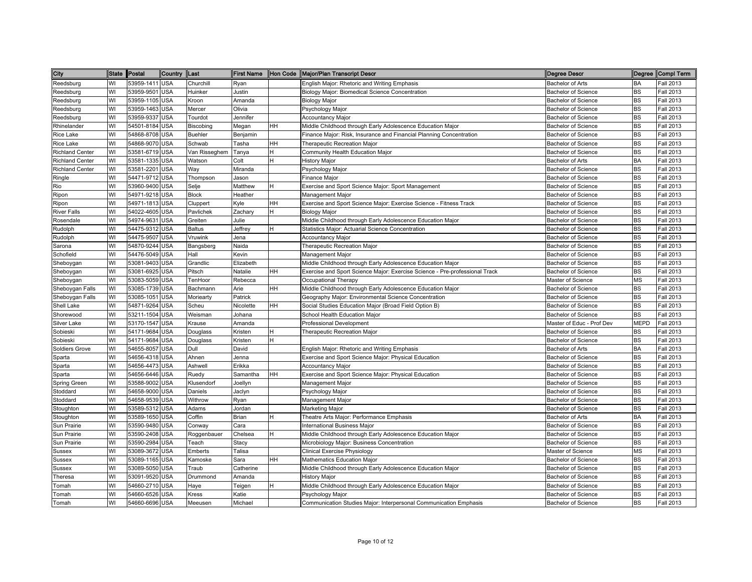| City | State | Postal | Country | Last | First Name | Hon Code | Major/Plan Transcript Descr | Degree Descr | Degree | Compl Term |
|---|---|---|---|---|---|---|---|---|---|---|
| Reedsburg | WI | 53959-1411 | USA | Churchill | Ryan | | English Major: Rhetoric and Writing Emphasis | Bachelor of Arts | BA | Fall 2013 |
| Reedsburg | WI | 53959-9501 | USA | Huinker | Justin | | Biology Major: Biomedical Science Concentration | Bachelor of Science | BS | Fall 2013 |
| Reedsburg | WI | 53959-1105 | USA | Kroon | Amanda | | Biology Major | Bachelor of Science | BS | Fall 2013 |
| Reedsburg | WI | 53959-1463 | USA | Mercer | Olivia | | Psychology Major | Bachelor of Science | BS | Fall 2013 |
| Reedsburg | WI | 53959-9337 | USA | Tourdot | Jennifer | | Accountancy Major | Bachelor of Science | BS | Fall 2013 |
| Rhinelander | WI | 54501-8184 | USA | Biscobing | Megan | HH | Middle Childhood through Early Adolescence Education Major | Bachelor of Science | BS | Fall 2013 |
| Rice Lake | WI | 54868-8708 | USA | Buehler | Benjamin | | Finance Major: Risk, Insurance and Financial Planning Concentration | Bachelor of Science | BS | Fall 2013 |
| Rice Lake | WI | 54868-9070 | USA | Schwab | Tasha | HH | Therapeutic Recreation Major | Bachelor of Science | BS | Fall 2013 |
| Richland Center | WI | 53581-6719 | USA | Van Risseghem | Tanya | H | Community Health Education Major | Bachelor of Science | BS | Fall 2013 |
| Richland Center | WI | 53581-1335 | USA | Watson | Colt | H | History Major | Bachelor of Arts | BA | Fall 2013 |
| Richland Center | WI | 53581-2201 | USA | Way | Miranda | | Psychology Major | Bachelor of Science | BS | Fall 2013 |
| Ringle | WI | 54471-9712 | USA | Thompson | Jason | | Finance Major | Bachelor of Science | BS | Fall 2013 |
| Rio | WI | 53960-9400 | USA | Selje | Matthew | H | Exercise and Sport Science Major: Sport Management | Bachelor of Science | BS | Fall 2013 |
| Ripon | WI | 54971-9218 | USA | Block | Heather | | Management Major | Bachelor of Science | BS | Fall 2013 |
| Ripon | WI | 54971-1813 | USA | Cluppert | Kyle | HH | Exercise and Sport Science Major: Exercise Science - Fitness Track | Bachelor of Science | BS | Fall 2013 |
| River Falls | WI | 54022-4605 | USA | Pavlichek | Zachary | H | Biology Major | Bachelor of Science | BS | Fall 2013 |
| Rosendale | WI | 54974-9631 | USA | Greiten | Julie | | Middle Childhood through Early Adolescence Education Major | Bachelor of Science | BS | Fall 2013 |
| Rudolph | WI | 54475-9312 | USA | Baltus | Jeffrey | H | Statistics Major: Actuarial Science Concentration | Bachelor of Science | BS | Fall 2013 |
| Rudolph | WI | 54475-9507 | USA | Vruwink | Jena | | Accountancy Major | Bachelor of Science | BS | Fall 2013 |
| Sarona | WI | 54870-9244 | USA | Bangsberg | Naida | | Therapeutic Recreation Major | Bachelor of Science | BS | Fall 2013 |
| Schofield | WI | 54476-5049 | USA | Hall | Kevin | | Management Major | Bachelor of Science | BS | Fall 2013 |
| Sheboygan | WI | 53081-9403 | USA | Grandlic | Elizabeth | | Middle Childhood through Early Adolescence Education Major | Bachelor of Science | BS | Fall 2013 |
| Sheboygan | WI | 53081-6925 | USA | Pitsch | Natalie | HH | Exercise and Sport Science Major: Exercise Science - Pre-professional Track | Bachelor of Science | BS | Fall 2013 |
| Sheboygan | WI | 53083-5059 | USA | TenHoor | Rebecca | | Occupational Therapy | Master of Science | MS | Fall 2013 |
| Sheboygan Falls | WI | 53085-1739 | USA | Bachmann | Arie | HH | Middle Childhood through Early Adolescence Education Major | Bachelor of Science | BS | Fall 2013 |
| Sheboygan Falls | WI | 53085-1051 | USA | Moriearty | Patrick | | Geography Major: Environmental Science Concentration | Bachelor of Science | BS | Fall 2013 |
| Shell Lake | WI | 54871-9264 | USA | Scheu | Nicolette | HH | Social Studies Education Major (Broad Field Option B) | Bachelor of Science | BS | Fall 2013 |
| Shorewood | WI | 53211-1504 | USA | Weisman | Johana | | School Health Education Major | Bachelor of Science | BS | Fall 2013 |
| Silver Lake | WI | 53170-1547 | USA | Krause | Amanda | | Professional Development | Master of Educ - Prof Dev | MEPD | Fall 2013 |
| Sobieski | WI | 54171-9684 | USA | Douglass | Kristen | H | Therapeutic Recreation Major | Bachelor of Science | BS | Fall 2013 |
| Sobieski | WI | 54171-9684 | USA | Douglass | Kristen | H | | Bachelor of Science | BS | Fall 2013 |
| Soldiers Grove | WI | 54655-8057 | USA | Dull | David | | English Major: Rhetoric and Writing Emphasis | Bachelor of Arts | BA | Fall 2013 |
| Sparta | WI | 54656-4318 | USA | Ahnen | Jenna | | Exercise and Sport Science Major: Physical Education | Bachelor of Science | BS | Fall 2013 |
| Sparta | WI | 54656-4473 | USA | Ashwell | Erikka | | Accountancy Major | Bachelor of Science | BS | Fall 2013 |
| Sparta | WI | 54656-6446 | USA | Ruedy | Samantha | HH | Exercise and Sport Science Major: Physical Education | Bachelor of Science | BS | Fall 2013 |
| Spring Green | WI | 53588-9002 | USA | Klusendorf | Joellyn | | Management Major | Bachelor of Science | BS | Fall 2013 |
| Stoddard | WI | 54658-9000 | USA | Daniels | Jaclyn | | Psychology Major | Bachelor of Science | BS | Fall 2013 |
| Stoddard | WI | 54658-9539 | USA | Withrow | Ryan | | Management Major | Bachelor of Science | BS | Fall 2013 |
| Stoughton | WI | 53589-5312 | USA | Adams | Jordan | | Marketing Major | Bachelor of Science | BS | Fall 2013 |
| Stoughton | WI | 53589-1650 | USA | Coffin | Brian | H | Theatre Arts Major: Performance Emphasis | Bachelor of Arts | BA | Fall 2013 |
| Sun Prairie | WI | 53590-9480 | USA | Conway | Cara | | International Business Major | Bachelor of Science | BS | Fall 2013 |
| Sun Prairie | WI | 53590-2408 | USA | Roggenbauer | Chelsea | H | Middle Childhood through Early Adolescence Education Major | Bachelor of Science | BS | Fall 2013 |
| Sun Prairie | WI | 53590-2984 | USA | Teach | Stacy | | Microbiology Major: Business Concentration | Bachelor of Science | BS | Fall 2013 |
| Sussex | WI | 53089-3672 | USA | Emberts | Talisa | | Clinical Exercise Physiology | Master of Science | MS | Fall 2013 |
| Sussex | WI | 53089-1165 | USA | Kamoske | Sara | HH | Mathematics Education Major | Bachelor of Science | BS | Fall 2013 |
| Sussex | WI | 53089-5050 | USA | Traub | Catherine | | Middle Childhood through Early Adolescence Education Major | Bachelor of Science | BS | Fall 2013 |
| Theresa | WI | 53091-9520 | USA | Drummond | Amanda | | History Major | Bachelor of Science | BS | Fall 2013 |
| Tomah | WI | 54660-2710 | USA | Haye | Teigen | H | Middle Childhood through Early Adolescence Education Major | Bachelor of Science | BS | Fall 2013 |
| Tomah | WI | 54660-6526 | USA | Kress | Katie | | Psychology Major | Bachelor of Science | BS | Fall 2013 |
| Tomah | WI | 54660-6696 | USA | Meeusen | Michael | | Communication Studies Major: Interpersonal Communication Emphasis | Bachelor of Science | BS | Fall 2013 |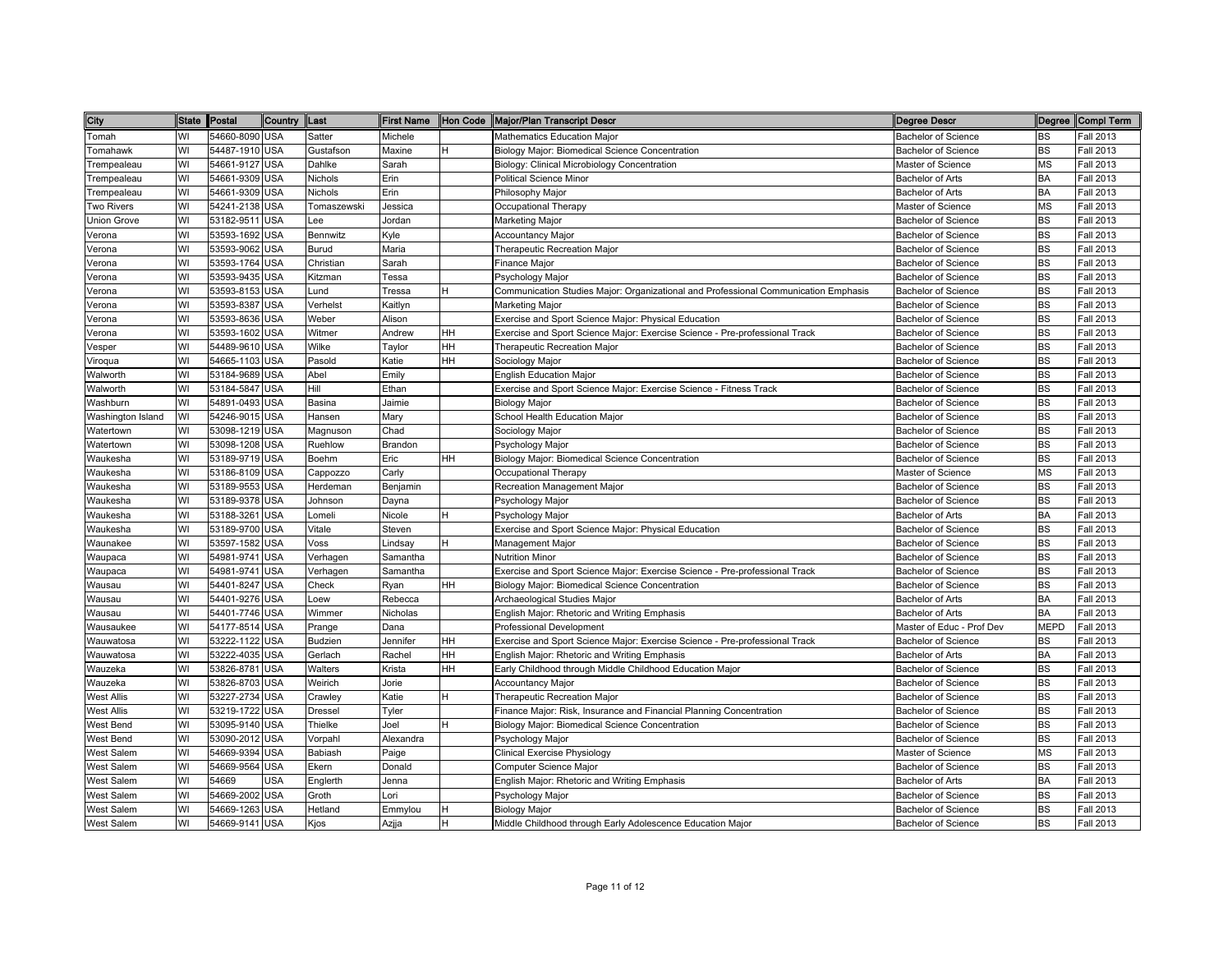| City | State | Postal | Country | Last | First Name | Hon Code | Major/Plan Transcript Descr | Degree Descr | Degree | Compl Term |
|---|---|---|---|---|---|---|---|---|---|---|
| Tomah | WI | 54660-8090 | USA | Satter | Michele | | Mathematics Education Major | Bachelor of Science | BS | Fall 2013 |
| Tomahawk | WI | 54487-1910 | USA | Gustafson | Maxine | H | Biology Major: Biomedical Science Concentration | Bachelor of Science | BS | Fall 2013 |
| Trempealeau | WI | 54661-9127 | USA | Dahlke | Sarah | | Biology: Clinical Microbiology Concentration | Master of Science | MS | Fall 2013 |
| Trempealeau | WI | 54661-9309 | USA | Nichols | Erin | | Political Science Minor | Bachelor of Arts | BA | Fall 2013 |
| Trempealeau | WI | 54661-9309 | USA | Nichols | Erin | | Philosophy Major | Bachelor of Arts | BA | Fall 2013 |
| Two Rivers | WI | 54241-2138 | USA | Tomaszewski | Jessica | | Occupational Therapy | Master of Science | MS | Fall 2013 |
| Union Grove | WI | 53182-9511 | USA | Lee | Jordan | | Marketing Major | Bachelor of Science | BS | Fall 2013 |
| Verona | WI | 53593-1692 | USA | Bennwitz | Kyle | | Accountancy Major | Bachelor of Science | BS | Fall 2013 |
| Verona | WI | 53593-9062 | USA | Burud | Maria | | Therapeutic Recreation Major | Bachelor of Science | BS | Fall 2013 |
| Verona | WI | 53593-1764 | USA | Christian | Sarah | | Finance Major | Bachelor of Science | BS | Fall 2013 |
| Verona | WI | 53593-9435 | USA | Kitzman | Tessa | | Psychology Major | Bachelor of Science | BS | Fall 2013 |
| Verona | WI | 53593-8153 | USA | Lund | Tressa | H | Communication Studies Major: Organizational and Professional Communication Emphasis | Bachelor of Science | BS | Fall 2013 |
| Verona | WI | 53593-8387 | USA | Verhelst | Kaitlyn | | Marketing Major | Bachelor of Science | BS | Fall 2013 |
| Verona | WI | 53593-8636 | USA | Weber | Alison | | Exercise and Sport Science Major: Physical Education | Bachelor of Science | BS | Fall 2013 |
| Verona | WI | 53593-1602 | USA | Witmer | Andrew | HH | Exercise and Sport Science Major: Exercise Science - Pre-professional Track | Bachelor of Science | BS | Fall 2013 |
| Vesper | WI | 54489-9610 | USA | Wilke | Taylor | HH | Therapeutic Recreation Major | Bachelor of Science | BS | Fall 2013 |
| Viroqua | WI | 54665-1103 | USA | Pasold | Katie | HH | Sociology Major | Bachelor of Science | BS | Fall 2013 |
| Walworth | WI | 53184-9689 | USA | Abel | Emily | | English Education Major | Bachelor of Science | BS | Fall 2013 |
| Walworth | WI | 53184-5847 | USA | Hill | Ethan | | Exercise and Sport Science Major: Exercise Science - Fitness Track | Bachelor of Science | BS | Fall 2013 |
| Washburn | WI | 54891-0493 | USA | Basina | Jaimie | | Biology Major | Bachelor of Science | BS | Fall 2013 |
| Washington Island | WI | 54246-9015 | USA | Hansen | Mary | | School Health Education Major | Bachelor of Science | BS | Fall 2013 |
| Watertown | WI | 53098-1219 | USA | Magnuson | Chad | | Sociology Major | Bachelor of Science | BS | Fall 2013 |
| Watertown | WI | 53098-1208 | USA | Ruehlow | Brandon | | Psychology Major | Bachelor of Science | BS | Fall 2013 |
| Waukesha | WI | 53189-9719 | USA | Boehm | Eric | HH | Biology Major: Biomedical Science Concentration | Bachelor of Science | BS | Fall 2013 |
| Waukesha | WI | 53186-8109 | USA | Cappozzo | Carly | | Occupational Therapy | Master of Science | MS | Fall 2013 |
| Waukesha | WI | 53189-9553 | USA | Herdeman | Benjamin | | Recreation Management Major | Bachelor of Science | BS | Fall 2013 |
| Waukesha | WI | 53189-9378 | USA | Johnson | Dayna | | Psychology Major | Bachelor of Science | BS | Fall 2013 |
| Waukesha | WI | 53188-3261 | USA | Lomeli | Nicole | H | Psychology Major | Bachelor of Arts | BA | Fall 2013 |
| Waukesha | WI | 53189-9700 | USA | Vitale | Steven | | Exercise and Sport Science Major: Physical Education | Bachelor of Science | BS | Fall 2013 |
| Waunakee | WI | 53597-1582 | USA | Voss | Lindsay | H | Management Major | Bachelor of Science | BS | Fall 2013 |
| Waupaca | WI | 54981-9741 | USA | Verhagen | Samantha | | Nutrition Minor | Bachelor of Science | BS | Fall 2013 |
| Waupaca | WI | 54981-9741 | USA | Verhagen | Samantha | | Exercise and Sport Science Major: Exercise Science - Pre-professional Track | Bachelor of Science | BS | Fall 2013 |
| Wausau | WI | 54401-8247 | USA | Check | Ryan | HH | Biology Major: Biomedical Science Concentration | Bachelor of Science | BS | Fall 2013 |
| Wausau | WI | 54401-9276 | USA | Loew | Rebecca | | Archaeological Studies Major | Bachelor of Arts | BA | Fall 2013 |
| Wausau | WI | 54401-7746 | USA | Wimmer | Nicholas | | English Major: Rhetoric and Writing Emphasis | Bachelor of Arts | BA | Fall 2013 |
| Wausaukee | WI | 54177-8514 | USA | Prange | Dana | | Professional Development | Master of Educ - Prof Dev | MEPD | Fall 2013 |
| Wauwatosa | WI | 53222-1122 | USA | Budzien | Jennifer | HH | Exercise and Sport Science Major: Exercise Science - Pre-professional Track | Bachelor of Science | BS | Fall 2013 |
| Wauwatosa | WI | 53222-4035 | USA | Gerlach | Rachel | HH | English Major: Rhetoric and Writing Emphasis | Bachelor of Arts | BA | Fall 2013 |
| Wauzeka | WI | 53826-8781 | USA | Walters | Krista | HH | Early Childhood through Middle Childhood Education Major | Bachelor of Science | BS | Fall 2013 |
| Wauzeka | WI | 53826-8703 | USA | Weirich | Jorie | | Accountancy Major | Bachelor of Science | BS | Fall 2013 |
| West Allis | WI | 53227-2734 | USA | Crawley | Katie | H | Therapeutic Recreation Major | Bachelor of Science | BS | Fall 2013 |
| West Allis | WI | 53219-1722 | USA | Dressel | Tyler | | Finance Major: Risk, Insurance and Financial Planning Concentration | Bachelor of Science | BS | Fall 2013 |
| West Bend | WI | 53095-9140 | USA | Thielke | Joel | H | Biology Major: Biomedical Science Concentration | Bachelor of Science | BS | Fall 2013 |
| West Bend | WI | 53090-2012 | USA | Vorpahl | Alexandra | | Psychology Major | Bachelor of Science | BS | Fall 2013 |
| West Salem | WI | 54669-9394 | USA | Babiash | Paige | | Clinical Exercise Physiology | Master of Science | MS | Fall 2013 |
| West Salem | WI | 54669-9564 | USA | Ekern | Donald | | Computer Science Major | Bachelor of Science | BS | Fall 2013 |
| West Salem | WI | 54669 | USA | Englerth | Jenna | | English Major: Rhetoric and Writing Emphasis | Bachelor of Arts | BA | Fall 2013 |
| West Salem | WI | 54669-2002 | USA | Groth | Lori | | Psychology Major | Bachelor of Science | BS | Fall 2013 |
| West Salem | WI | 54669-1263 | USA | Hetland | Emmylou | H | Biology Major | Bachelor of Science | BS | Fall 2013 |
| West Salem | WI | 54669-9141 | USA | Kjos | Azjja | H | Middle Childhood through Early Adolescence Education Major | Bachelor of Science | BS | Fall 2013 |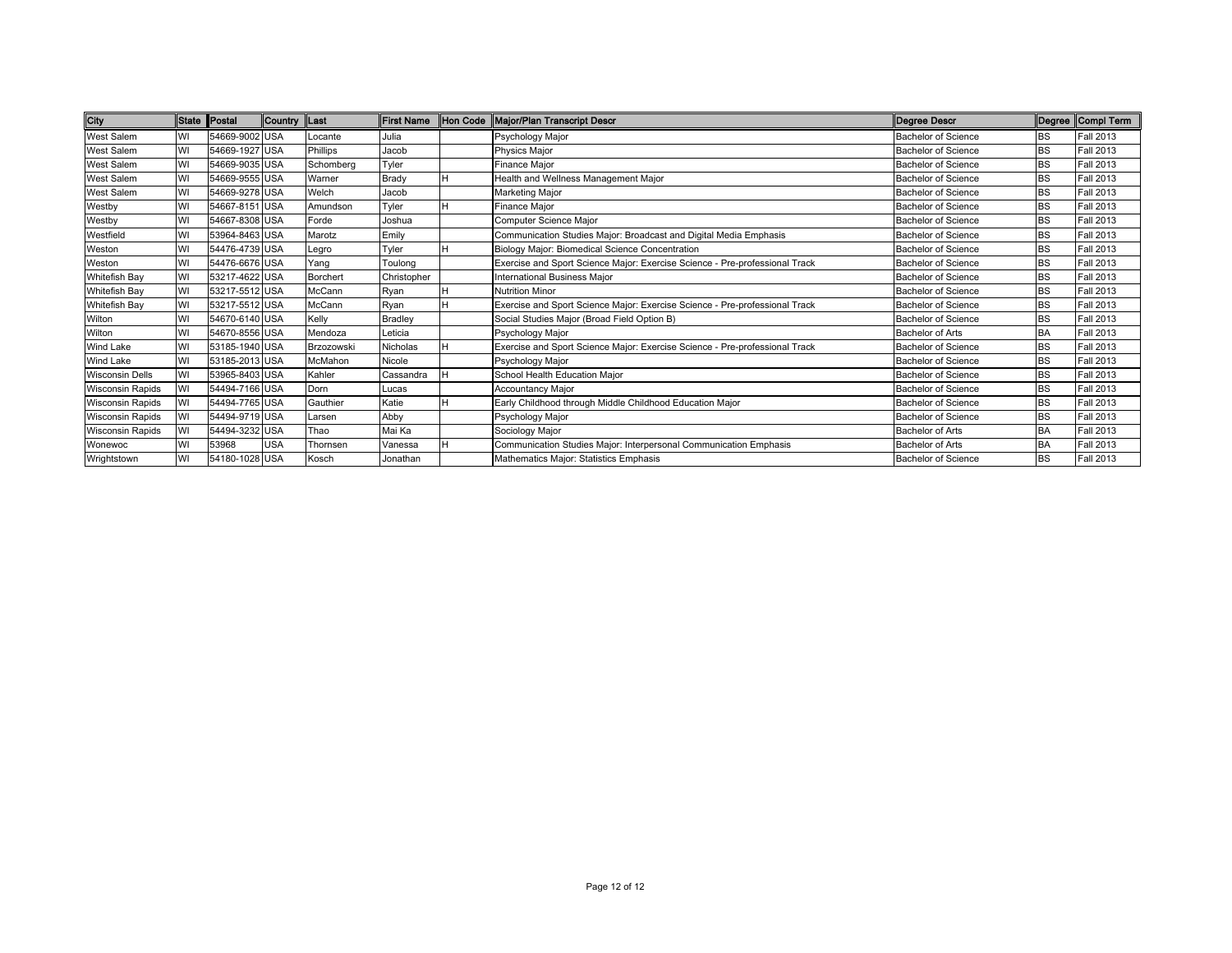| City | State | Postal | Country | Last | First Name | Hon Code | Major/Plan Transcript Descr | Degree Descr | Degree | Compl Term |
|---|---|---|---|---|---|---|---|---|---|---|
| West Salem | WI | 54669-9002 | USA | Locante | Julia | | Psychology Major | Bachelor of Science | BS | Fall 2013 |
| West Salem | WI | 54669-1927 | USA | Phillips | Jacob | | Physics Major | Bachelor of Science | BS | Fall 2013 |
| West Salem | WI | 54669-9035 | USA | Schomberg | Tyler | | Finance Major | Bachelor of Science | BS | Fall 2013 |
| West Salem | WI | 54669-9555 | USA | Warner | Brady | H | Health and Wellness Management Major | Bachelor of Science | BS | Fall 2013 |
| West Salem | WI | 54669-9278 | USA | Welch | Jacob | | Marketing Major | Bachelor of Science | BS | Fall 2013 |
| Westby | WI | 54667-8151 | USA | Amundson | Tyler | H | Finance Major | Bachelor of Science | BS | Fall 2013 |
| Westby | WI | 54667-8308 | USA | Forde | Joshua | | Computer Science Major | Bachelor of Science | BS | Fall 2013 |
| Westfield | WI | 53964-8463 | USA | Marotz | Emily | | Communication Studies Major: Broadcast and Digital Media Emphasis | Bachelor of Science | BS | Fall 2013 |
| Weston | WI | 54476-4739 | USA | Legro | Tyler | H | Biology Major: Biomedical Science Concentration | Bachelor of Science | BS | Fall 2013 |
| Weston | WI | 54476-6676 | USA | Yang | Toulong | | Exercise and Sport Science Major: Exercise Science - Pre-professional Track | Bachelor of Science | BS | Fall 2013 |
| Whitefish Bay | WI | 53217-4622 | USA | Borchert | Christopher | | International Business Major | Bachelor of Science | BS | Fall 2013 |
| Whitefish Bay | WI | 53217-5512 | USA | McCann | Ryan | H | Nutrition Minor | Bachelor of Science | BS | Fall 2013 |
| Whitefish Bay | WI | 53217-5512 | USA | McCann | Ryan | H | Exercise and Sport Science Major: Exercise Science - Pre-professional Track | Bachelor of Science | BS | Fall 2013 |
| Wilton | WI | 54670-6140 | USA | Kelly | Bradley | | Social Studies Major (Broad Field Option B) | Bachelor of Science | BS | Fall 2013 |
| Wilton | WI | 54670-8556 | USA | Mendoza | Leticia | | Psychology Major | Bachelor of Arts | BA | Fall 2013 |
| Wind Lake | WI | 53185-1940 | USA | Brzozowski | Nicholas | H | Exercise and Sport Science Major: Exercise Science - Pre-professional Track | Bachelor of Science | BS | Fall 2013 |
| Wind Lake | WI | 53185-2013 | USA | McMahon | Nicole | | Psychology Major | Bachelor of Science | BS | Fall 2013 |
| Wisconsin Dells | WI | 53965-8403 | USA | Kahler | Cassandra | H | School Health Education Major | Bachelor of Science | BS | Fall 2013 |
| Wisconsin Rapids | WI | 54494-7166 | USA | Dorn | Lucas | | Accountancy Major | Bachelor of Science | BS | Fall 2013 |
| Wisconsin Rapids | WI | 54494-7765 | USA | Gauthier | Katie | H | Early Childhood through Middle Childhood Education Major | Bachelor of Science | BS | Fall 2013 |
| Wisconsin Rapids | WI | 54494-9719 | USA | Larsen | Abby | | Psychology Major | Bachelor of Science | BS | Fall 2013 |
| Wisconsin Rapids | WI | 54494-3232 | USA | Thao | Mai Ka | | Sociology Major | Bachelor of Arts | BA | Fall 2013 |
| Wonewoc | WI | 53968 | USA | Thornsen | Vanessa | H | Communication Studies Major: Interpersonal Communication Emphasis | Bachelor of Arts | BA | Fall 2013 |
| Wrightstown | WI | 54180-1028 | USA | Kosch | Jonathan | | Mathematics Major: Statistics Emphasis | Bachelor of Science | BS | Fall 2013 |